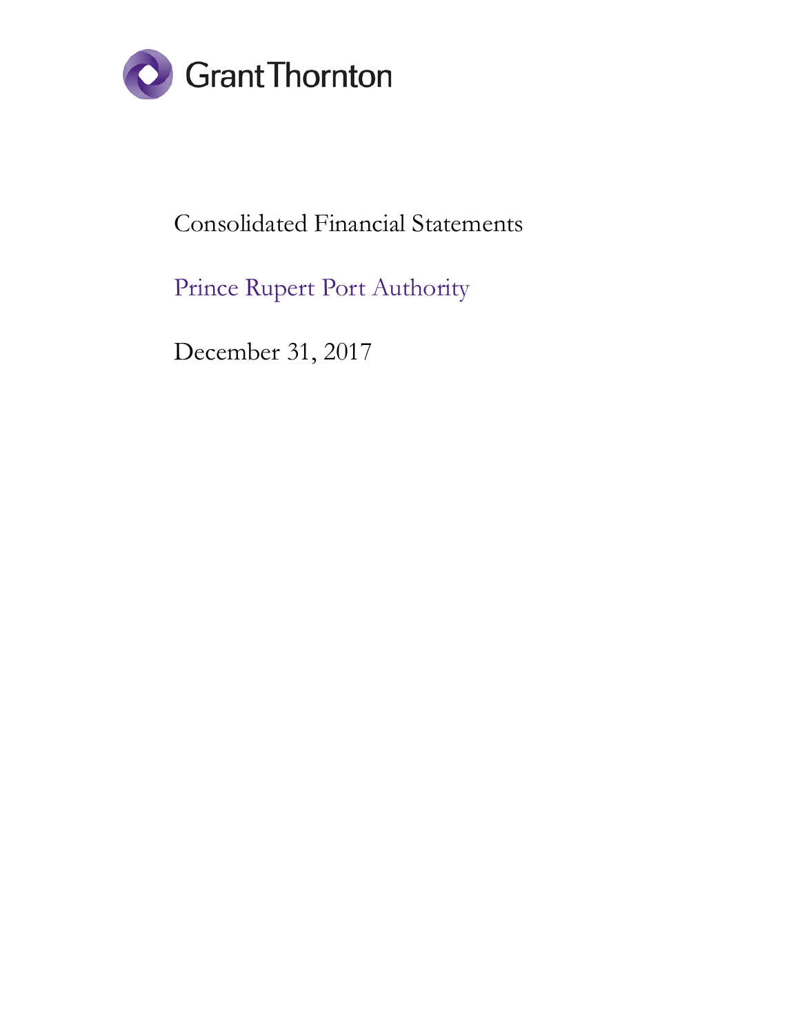Grant Thornton

# Consolidated Financial Statements

## Prince Rupert Port Authority

December 31, 2017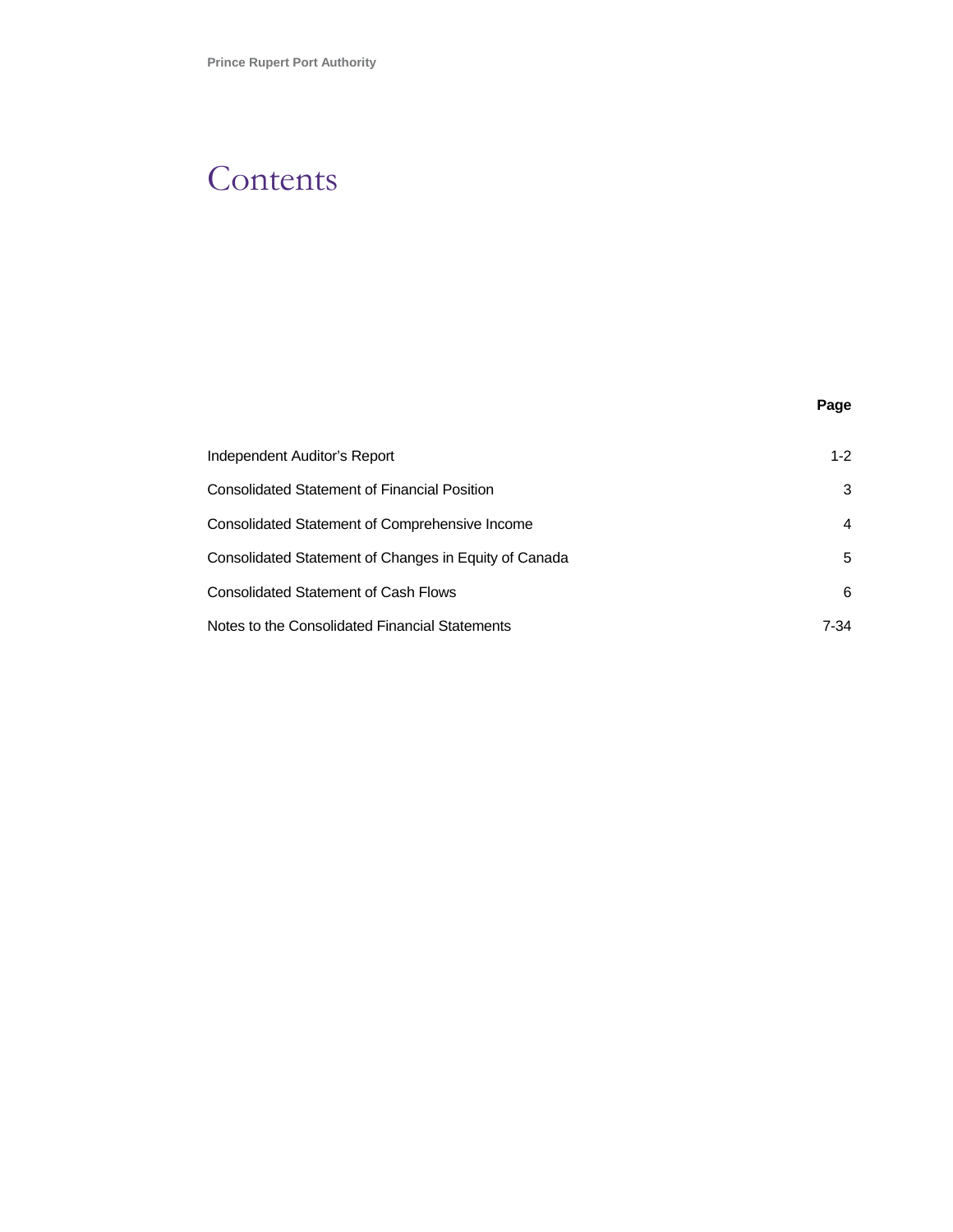# Contents

| | Page |
|---|---|
| Independent Auditor's Report | 1-2 |
| Consolidated Statement of Financial Position | 3 |
| Consolidated Statement of Comprehensive Income | 4 |
| Consolidated Statement of Changes in Equity of Canada | 5 |
| Consolidated Statement of Cash Flows | 6 |
| Notes to the Consolidated Financial Statements | 7-34 |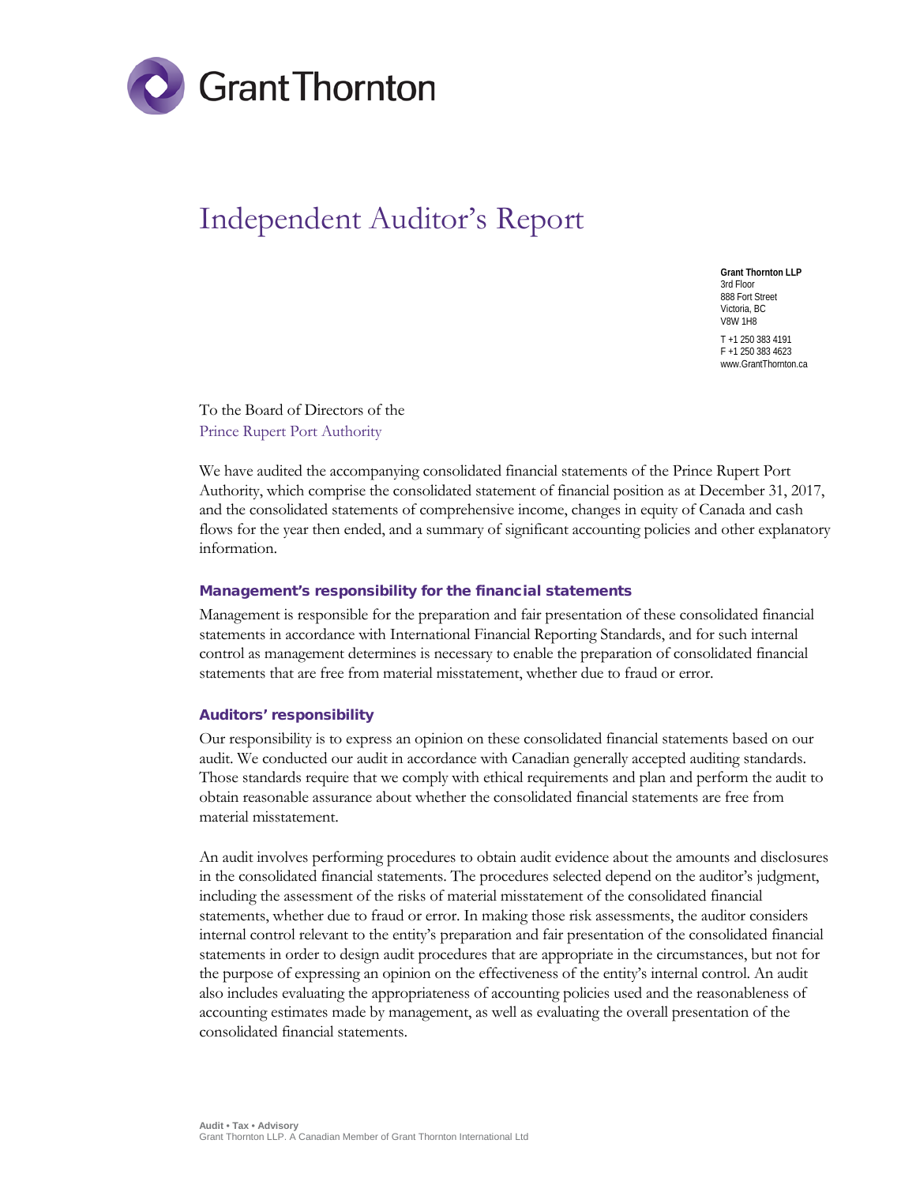Grant Thornton

# Independent Auditor's Report

**Grant Thornton LLP**
3rd Floor
888 Fort Street
Victoria, BC
V8W 1H8

T +1 250 383 4191
F +1 250 383 4623
www.GrantThornton.ca

To the Board of Directors of the
Prince Rupert Port Authority

We have audited the accompanying consolidated financial statements of the Prince Rupert Port Authority, which comprise the consolidated statement of financial position as at December 31, 2017, and the consolidated statements of comprehensive income, changes in equity of Canada and cash flows for the year then ended, and a summary of significant accounting policies and other explanatory information.

## Management's responsibility for the financial statements

Management is responsible for the preparation and fair presentation of these consolidated financial statements in accordance with International Financial Reporting Standards, and for such internal control as management determines is necessary to enable the preparation of consolidated financial statements that are free from material misstatement, whether due to fraud or error.

## Auditors' responsibility

Our responsibility is to express an opinion on these consolidated financial statements based on our audit. We conducted our audit in accordance with Canadian generally accepted auditing standards. Those standards require that we comply with ethical requirements and plan and perform the audit to obtain reasonable assurance about whether the consolidated financial statements are free from material misstatement.

An audit involves performing procedures to obtain audit evidence about the amounts and disclosures in the consolidated financial statements. The procedures selected depend on the auditor's judgment, including the assessment of the risks of material misstatement of the consolidated financial statements, whether due to fraud or error. In making those risk assessments, the auditor considers internal control relevant to the entity's preparation and fair presentation of the consolidated financial statements in order to design audit procedures that are appropriate in the circumstances, but not for the purpose of expressing an opinion on the effectiveness of the entity's internal control. An audit also includes evaluating the appropriateness of accounting policies used and the reasonableness of accounting estimates made by management, as well as evaluating the overall presentation of the consolidated financial statements.

**Audit • Tax • Advisory**
Grant Thornton LLP. A Canadian Member of Grant Thornton International Ltd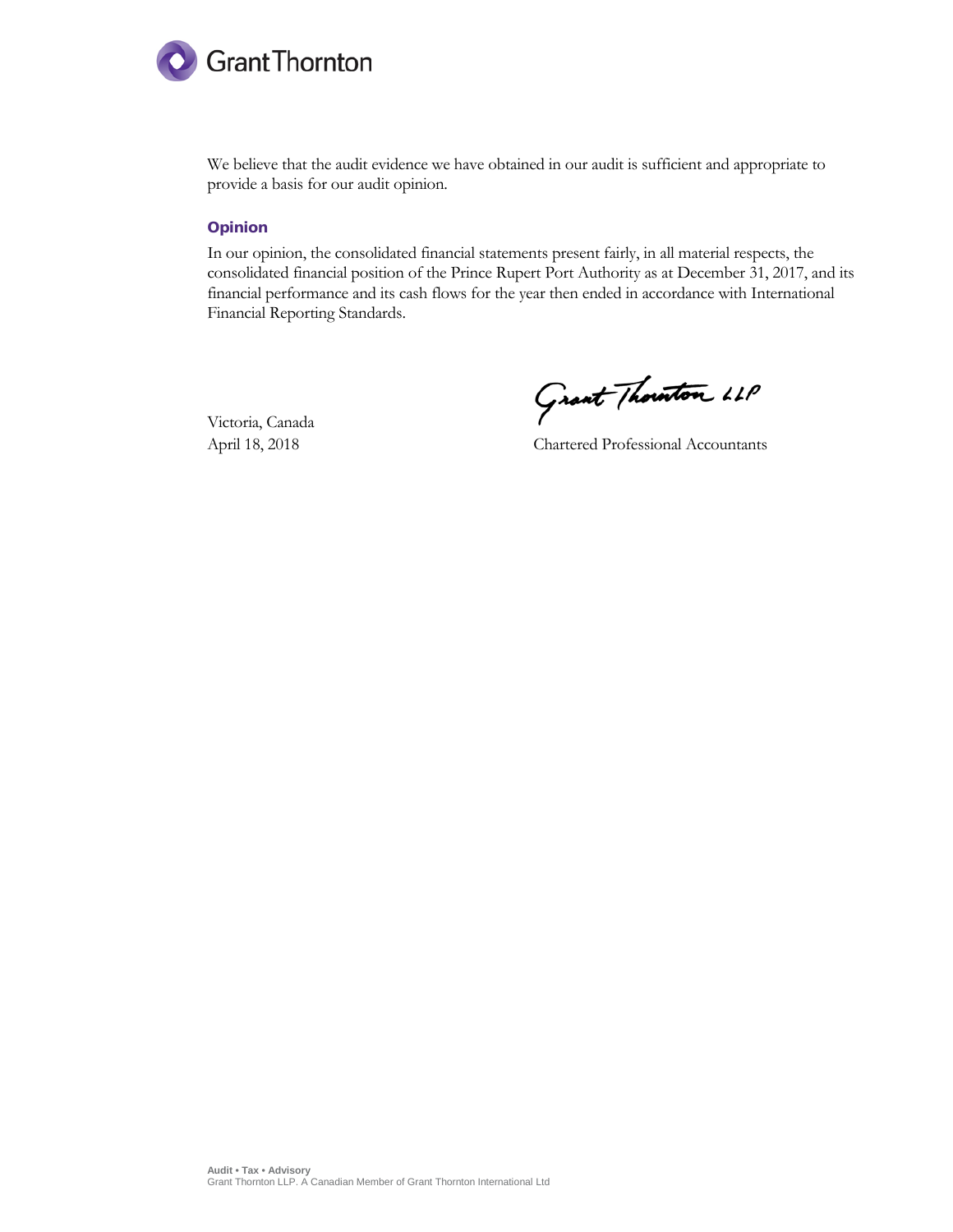We believe that the audit evidence we have obtained in our audit is sufficient and appropriate to provide a basis for our audit opinion.

## Opinion

In our opinion, the consolidated financial statements present fairly, in all material respects, the consolidated financial position of the Prince Rupert Port Authority as at December 31, 2017, and its financial performance and its cash flows for the year then ended in accordance with International Financial Reporting Standards.

Victoria, Canada
April 18, 2018

Grant Thornton LLP
Chartered Professional Accountants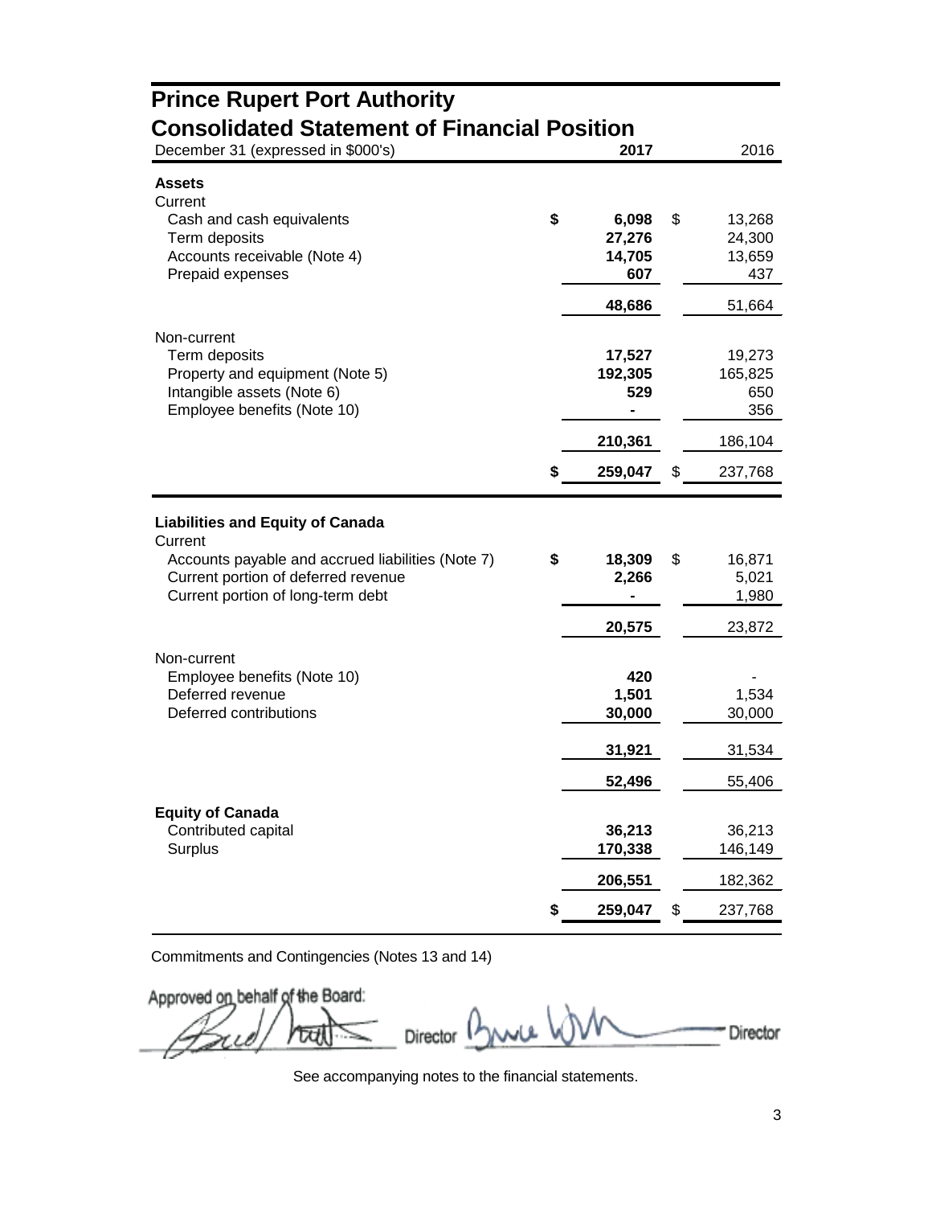# Prince Rupert Port Authority

## Consolidated Statement of Financial Position

| December 31 (expressed in $000's) | 2017 | 2016 |
|---|---|---|
| **Assets** | | |
| Current | | |
| Cash and cash equivalents | **$ 6,098** | $ 13,268 |
| Term deposits | **27,276** | 24,300 |
| Accounts receivable (Note 4) | **14,705** | 13,659 |
| Prepaid expenses | **607** | 437 |
| | **48,686** | 51,664 |
| Non-current | | |
| Term deposits | **17,527** | 19,273 |
| Property and equipment (Note 5) | **192,305** | 165,825 |
| Intangible assets (Note 6) | **529** | 650 |
| Employee benefits (Note 10) | **-** | 356 |
| | **210,361** | 186,104 |
| | **$ 259,047** | $ 237,768 |
| **Liabilities and Equity of Canada** | | |
| Current | | |
| Accounts payable and accrued liabilities (Note 7) | **$ 18,309** | $ 16,871 |
| Current portion of deferred revenue | **2,266** | 5,021 |
| Current portion of long-term debt | **-** | 1,980 |
| | **20,575** | 23,872 |
| Non-current | | |
| Employee benefits (Note 10) | **420** | - |
| Deferred revenue | **1,501** | 1,534 |
| Deferred contributions | **30,000** | 30,000 |
| | **31,921** | 31,534 |
| | **52,496** | 55,406 |
| **Equity of Canada** | | |
| Contributed capital | **36,213** | 36,213 |
| Surplus | **170,338** | 146,149 |
| | **206,551** | 182,362 |
| | **$ 259,047** | $ 237,768 |

Commitments and Contingencies (Notes 13 and 14)

Approved on behalf of the Board:

Director Director

See accompanying notes to the financial statements.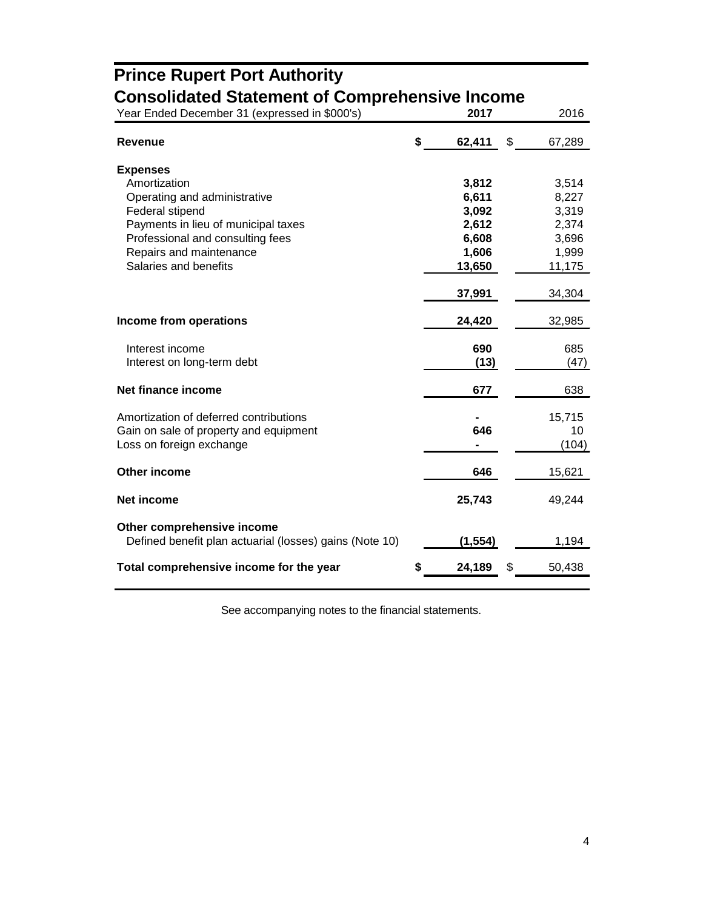# Prince Rupert Port Authority

## Consolidated Statement of Comprehensive Income

| Year Ended December 31 (expressed in $000's) | 2017 | 2016 |
|---|---|---|
| **Revenue** | **$ 62,411** | $ 67,289 |
| **Expenses** | | |
| Amortization | **3,812** | 3,514 |
| Operating and administrative | **6,611** | 8,227 |
| Federal stipend | **3,092** | 3,319 |
| Payments in lieu of municipal taxes | **2,612** | 2,374 |
| Professional and consulting fees | **6,608** | 3,696 |
| Repairs and maintenance | **1,606** | 1,999 |
| Salaries and benefits | **13,650** | 11,175 |
| | **37,991** | 34,304 |
| **Income from operations** | **24,420** | 32,985 |
| Interest income | **690** | 685 |
| Interest on long-term debt | **(13)** | (47) |
| **Net finance income** | **677** | 638 |
| Amortization of deferred contributions | **-** | 15,715 |
| Gain on sale of property and equipment | **646** | 10 |
| Loss on foreign exchange | **-** | (104) |
| **Other income** | **646** | 15,621 |
| **Net income** | **25,743** | 49,244 |
| **Other comprehensive income** | | |
| Defined benefit plan actuarial (losses) gains (Note 10) | **(1,554)** | 1,194 |
| **Total comprehensive income for the year** | **$ 24,189** | $ 50,438 |

See accompanying notes to the financial statements.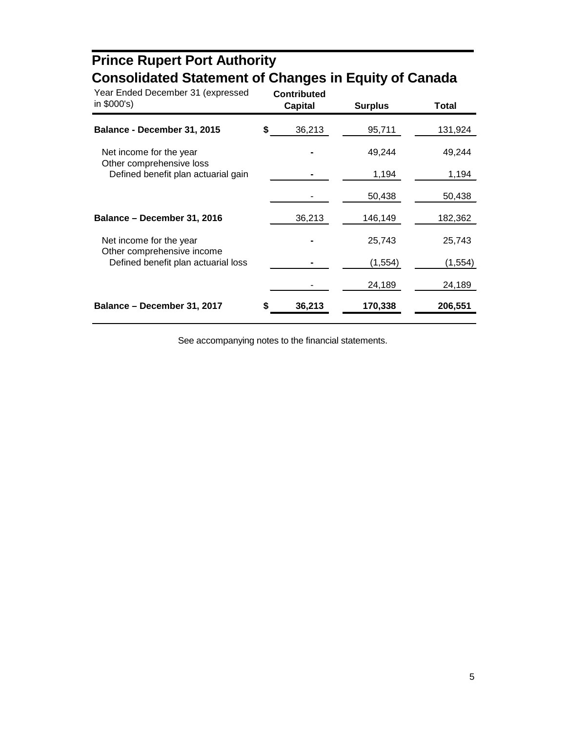# Prince Rupert Port Authority

## Consolidated Statement of Changes in Equity of Canada

| Year Ended December 31 (expressed in $000's) | Contributed Capital | Surplus | Total |
|---|---|---|---|
| **Balance - December 31, 2015** | $ 36,213 | 95,711 | 131,924 |
| Net income for the year | - | 49,244 | 49,244 |
| Other comprehensive loss | | | |
| Defined benefit plan actuarial gain | - | 1,194 | 1,194 |
| | - | 50,438 | 50,438 |
| **Balance – December 31, 2016** | 36,213 | 146,149 | 182,362 |
| Net income for the year | - | 25,743 | 25,743 |
| Other comprehensive income | | | |
| Defined benefit plan actuarial loss | - | (1,554) | (1,554) |
| | - | 24,189 | 24,189 |
| **Balance – December 31, 2017** | **$ 36,213** | **170,338** | **206,551** |

See accompanying notes to the financial statements.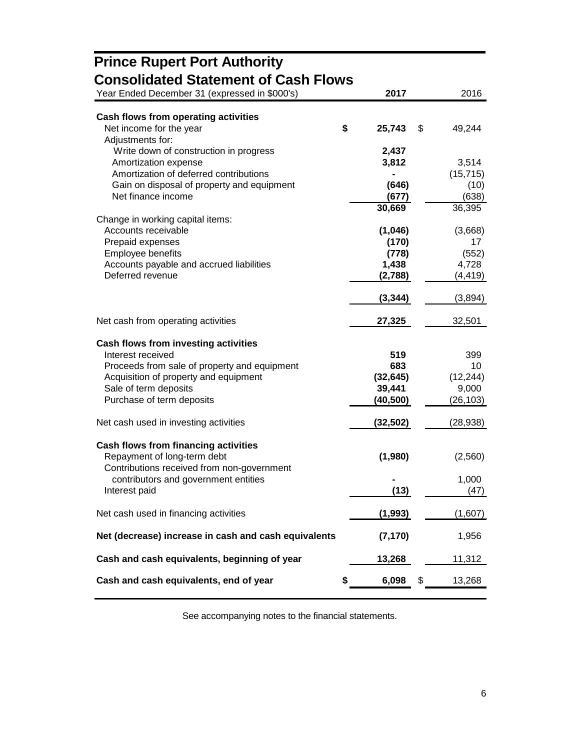# Prince Rupert Port Authority

## Consolidated Statement of Cash Flows

| Year Ended December 31 (expressed in $000's) | 2017 | 2016 |
|---|---|---|
| **Cash flows from operating activities** | | |
| Net income for the year | $ 25,743 | $ 49,244 |
| Adjustments for: | | |
| Write down of construction in progress | 2,437 | |
| Amortization expense | 3,812 | 3,514 |
| Amortization of deferred contributions | - | (15,715) |
| Gain on disposal of property and equipment | (646) | (10) |
| Net finance income | (677) | (638) |
| | 30,669 | 36,395 |
| Change in working capital items: | | |
| Accounts receivable | (1,046) | (3,668) |
| Prepaid expenses | (170) | 17 |
| Employee benefits | (778) | (552) |
| Accounts payable and accrued liabilities | 1,438 | 4,728 |
| Deferred revenue | (2,788) | (4,419) |
| | (3,344) | (3,894) |
| Net cash from operating activities | 27,325 | 32,501 |
| **Cash flows from investing activities** | | |
| Interest received | 519 | 399 |
| Proceeds from sale of property and equipment | 683 | 10 |
| Acquisition of property and equipment | (32,645) | (12,244) |
| Sale of term deposits | 39,441 | 9,000 |
| Purchase of term deposits | (40,500) | (26,103) |
| Net cash used in investing activities | (32,502) | (28,938) |
| **Cash flows from financing activities** | | |
| Repayment of long-term debt | (1,980) | (2,560) |
| Contributions received from non-government contributors and government entities | - | 1,000 |
| Interest paid | (13) | (47) |
| Net cash used in financing activities | (1,993) | (1,607) |
| **Net (decrease) increase in cash and cash equivalents** | (7,170) | 1,956 |
| **Cash and cash equivalents, beginning of year** | 13,268 | 11,312 |
| **Cash and cash equivalents, end of year** | $ 6,098 | $ 13,268 |

See accompanying notes to the financial statements.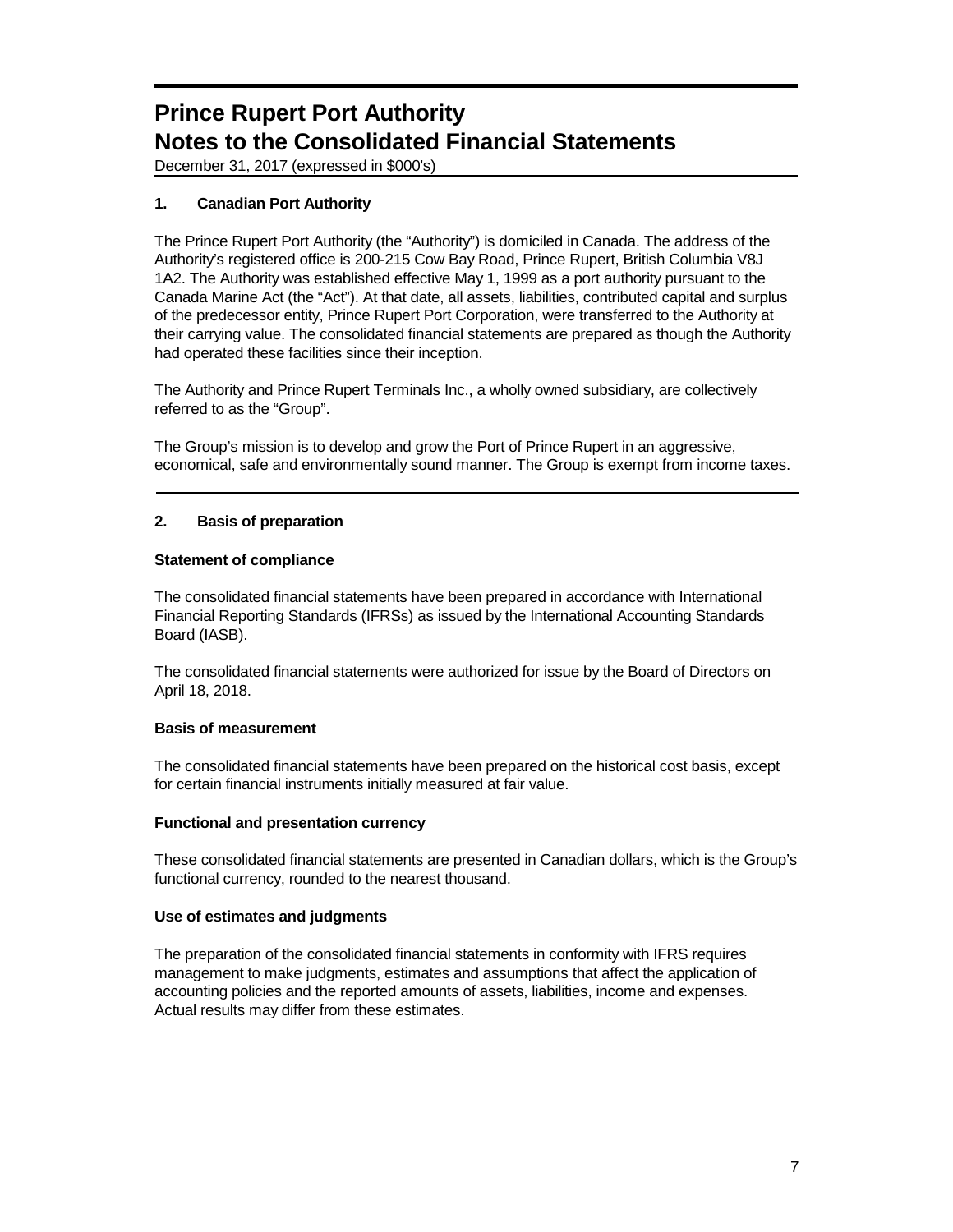# Prince Rupert Port Authority
# Notes to the Consolidated Financial Statements

December 31, 2017 (expressed in $000's)

## 1. Canadian Port Authority

The Prince Rupert Port Authority (the "Authority") is domiciled in Canada. The address of the Authority's registered office is 200-215 Cow Bay Road, Prince Rupert, British Columbia V8J 1A2. The Authority was established effective May 1, 1999 as a port authority pursuant to the Canada Marine Act (the "Act"). At that date, all assets, liabilities, contributed capital and surplus of the predecessor entity, Prince Rupert Port Corporation, were transferred to the Authority at their carrying value. The consolidated financial statements are prepared as though the Authority had operated these facilities since their inception.

The Authority and Prince Rupert Terminals Inc., a wholly owned subsidiary, are collectively referred to as the "Group".

The Group's mission is to develop and grow the Port of Prince Rupert in an aggressive, economical, safe and environmentally sound manner. The Group is exempt from income taxes.

## 2. Basis of preparation

### Statement of compliance

The consolidated financial statements have been prepared in accordance with International Financial Reporting Standards (IFRSs) as issued by the International Accounting Standards Board (IASB).

The consolidated financial statements were authorized for issue by the Board of Directors on April 18, 2018.

### Basis of measurement

The consolidated financial statements have been prepared on the historical cost basis, except for certain financial instruments initially measured at fair value.

### Functional and presentation currency

These consolidated financial statements are presented in Canadian dollars, which is the Group's functional currency, rounded to the nearest thousand.

### Use of estimates and judgments

The preparation of the consolidated financial statements in conformity with IFRS requires management to make judgments, estimates and assumptions that affect the application of accounting policies and the reported amounts of assets, liabilities, income and expenses. Actual results may differ from these estimates.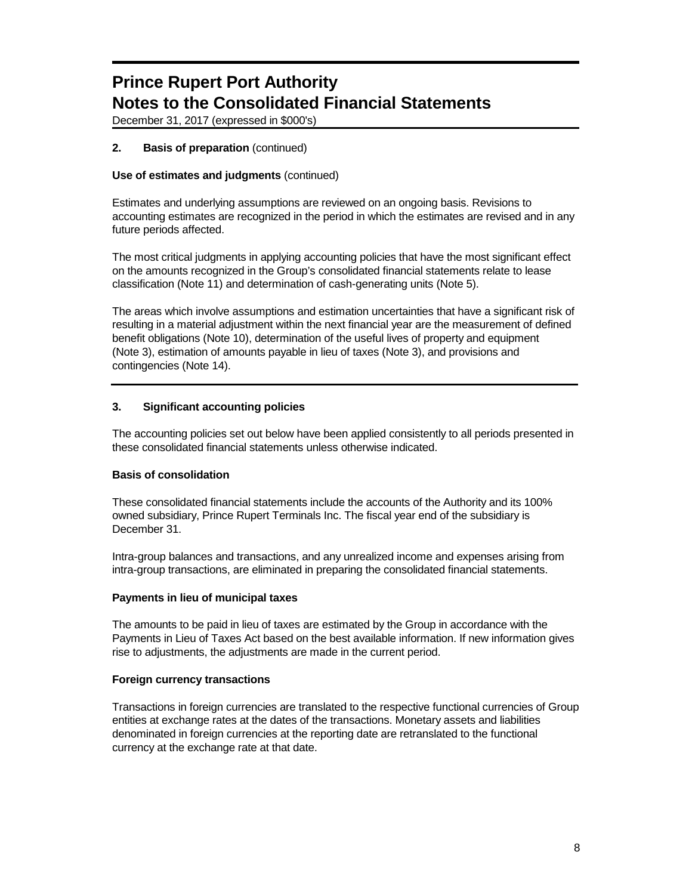## 2. Basis of preparation (continued)

**Use of estimates and judgments** (continued)

Estimates and underlying assumptions are reviewed on an ongoing basis. Revisions to accounting estimates are recognized in the period in which the estimates are revised and in any future periods affected.

The most critical judgments in applying accounting policies that have the most significant effect on the amounts recognized in the Group's consolidated financial statements relate to lease classification (Note 11) and determination of cash-generating units (Note 5).

The areas which involve assumptions and estimation uncertainties that have a significant risk of resulting in a material adjustment within the next financial year are the measurement of defined benefit obligations (Note 10), determination of the useful lives of property and equipment (Note 3), estimation of amounts payable in lieu of taxes (Note 3), and provisions and contingencies (Note 14).

## 3. Significant accounting policies

The accounting policies set out below have been applied consistently to all periods presented in these consolidated financial statements unless otherwise indicated.

**Basis of consolidation**

These consolidated financial statements include the accounts of the Authority and its 100% owned subsidiary, Prince Rupert Terminals Inc. The fiscal year end of the subsidiary is December 31.

Intra-group balances and transactions, and any unrealized income and expenses arising from intra-group transactions, are eliminated in preparing the consolidated financial statements.

**Payments in lieu of municipal taxes**

The amounts to be paid in lieu of taxes are estimated by the Group in accordance with the Payments in Lieu of Taxes Act based on the best available information. If new information gives rise to adjustments, the adjustments are made in the current period.

**Foreign currency transactions**

Transactions in foreign currencies are translated to the respective functional currencies of Group entities at exchange rates at the dates of the transactions. Monetary assets and liabilities denominated in foreign currencies at the reporting date are retranslated to the functional currency at the exchange rate at that date.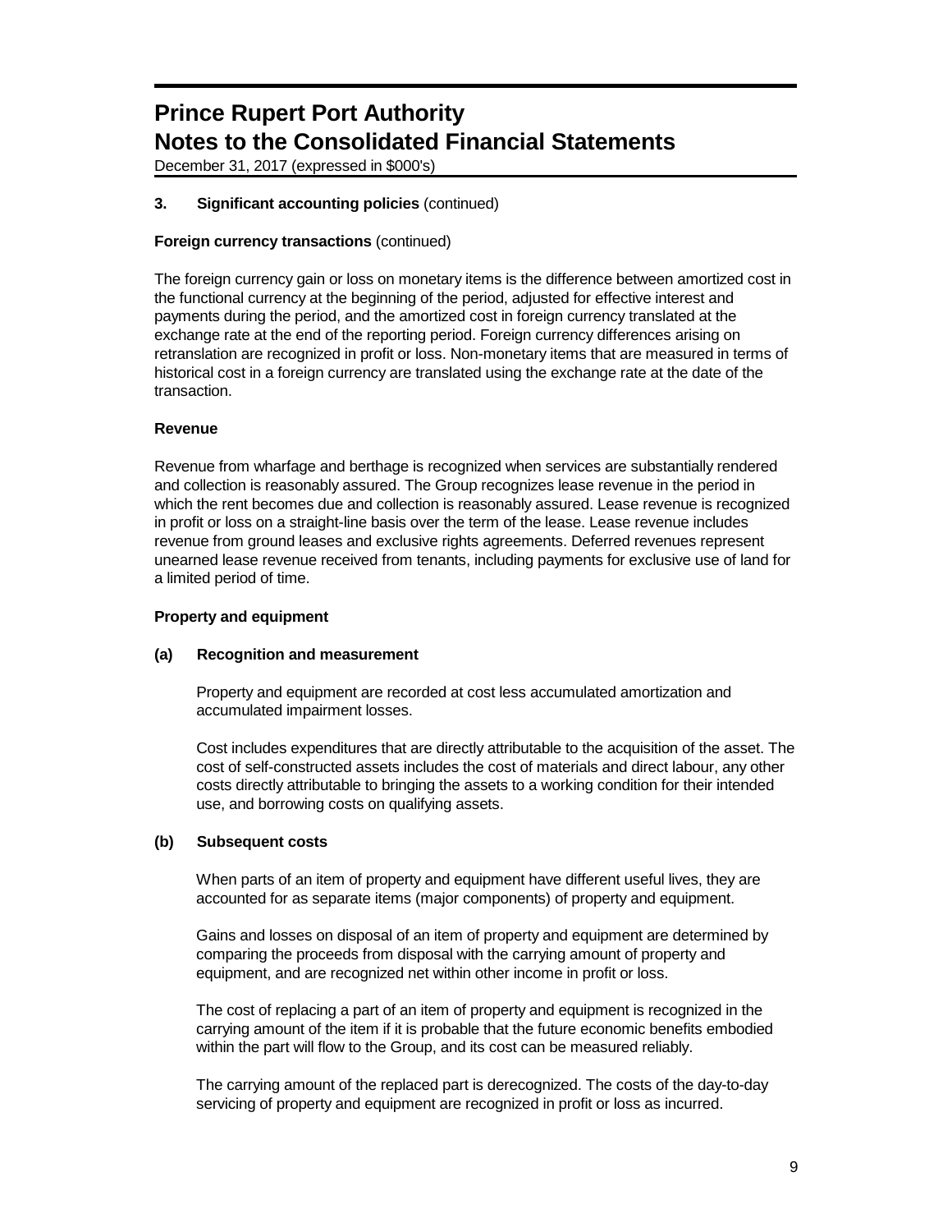## 3. Significant accounting policies (continued)

**Foreign currency transactions** (continued)

The foreign currency gain or loss on monetary items is the difference between amortized cost in the functional currency at the beginning of the period, adjusted for effective interest and payments during the period, and the amortized cost in foreign currency translated at the exchange rate at the end of the reporting period. Foreign currency differences arising on retranslation are recognized in profit or loss. Non-monetary items that are measured in terms of historical cost in a foreign currency are translated using the exchange rate at the date of the transaction.

**Revenue**

Revenue from wharfage and berthage is recognized when services are substantially rendered and collection is reasonably assured. The Group recognizes lease revenue in the period in which the rent becomes due and collection is reasonably assured. Lease revenue is recognized in profit or loss on a straight-line basis over the term of the lease. Lease revenue includes revenue from ground leases and exclusive rights agreements. Deferred revenues represent unearned lease revenue received from tenants, including payments for exclusive use of land for a limited period of time.

**Property and equipment**

**(a) Recognition and measurement**

Property and equipment are recorded at cost less accumulated amortization and accumulated impairment losses.

Cost includes expenditures that are directly attributable to the acquisition of the asset. The cost of self-constructed assets includes the cost of materials and direct labour, any other costs directly attributable to bringing the assets to a working condition for their intended use, and borrowing costs on qualifying assets.

**(b) Subsequent costs**

When parts of an item of property and equipment have different useful lives, they are accounted for as separate items (major components) of property and equipment.

Gains and losses on disposal of an item of property and equipment are determined by comparing the proceeds from disposal with the carrying amount of property and equipment, and are recognized net within other income in profit or loss.

The cost of replacing a part of an item of property and equipment is recognized in the carrying amount of the item if it is probable that the future economic benefits embodied within the part will flow to the Group, and its cost can be measured reliably.

The carrying amount of the replaced part is derecognized. The costs of the day-to-day servicing of property and equipment are recognized in profit or loss as incurred.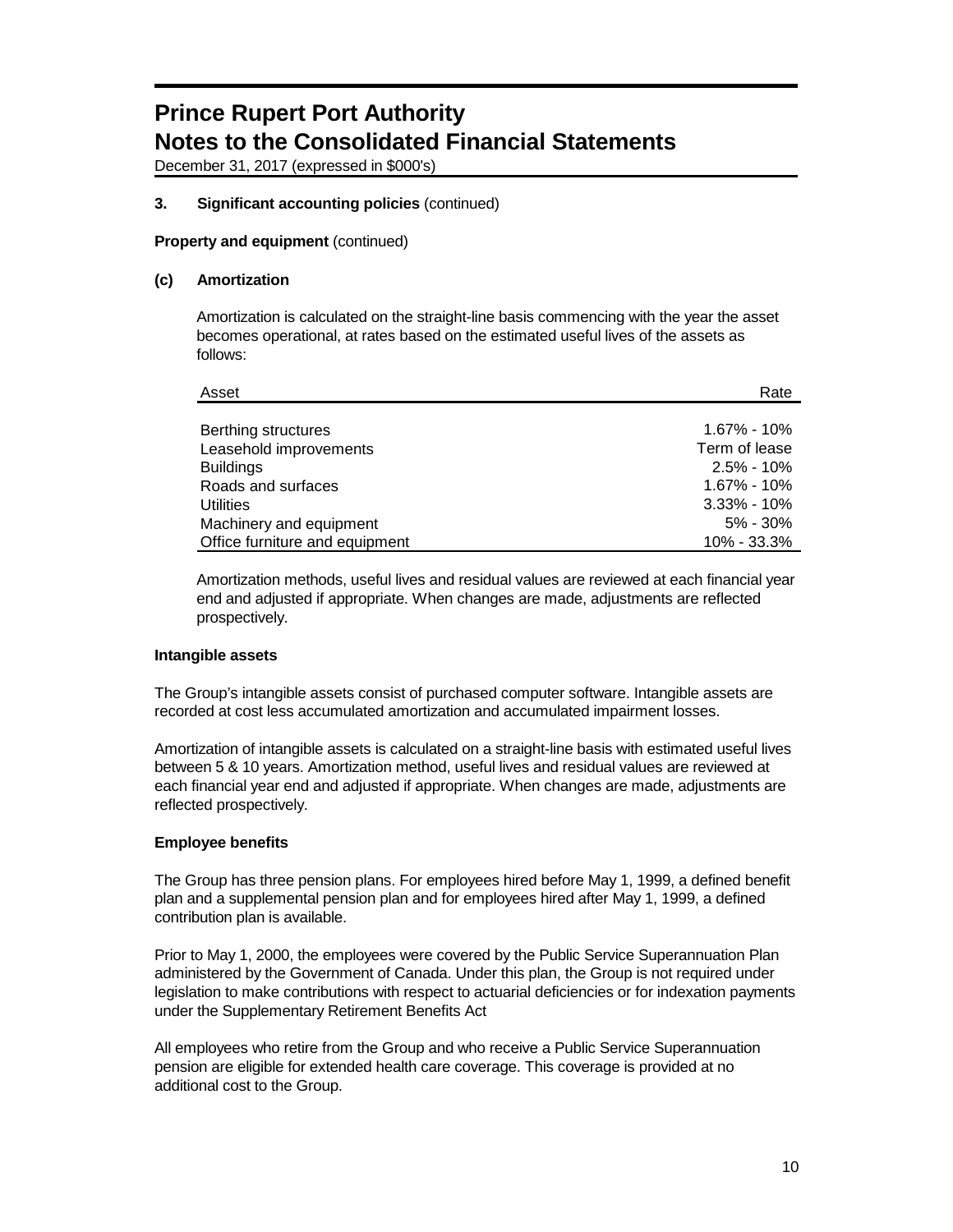# Prince Rupert Port Authority
# Notes to the Consolidated Financial Statements

December 31, 2017 (expressed in $000's)

### 3. Significant accounting policies (continued)

**Property and equipment** (continued)

**(c) Amortization**

Amortization is calculated on the straight-line basis commencing with the year the asset becomes operational, at rates based on the estimated useful lives of the assets as follows:

| Asset | Rate |
|---|---|
| Berthing structures | 1.67% - 10% |
| Leasehold improvements | Term of lease |
| Buildings | 2.5% - 10% |
| Roads and surfaces | 1.67% - 10% |
| Utilities | 3.33% - 10% |
| Machinery and equipment | 5% - 30% |
| Office furniture and equipment | 10% - 33.3% |

Amortization methods, useful lives and residual values are reviewed at each financial year end and adjusted if appropriate. When changes are made, adjustments are reflected prospectively.

**Intangible assets**

The Group's intangible assets consist of purchased computer software. Intangible assets are recorded at cost less accumulated amortization and accumulated impairment losses.

Amortization of intangible assets is calculated on a straight-line basis with estimated useful lives between 5 & 10 years. Amortization method, useful lives and residual values are reviewed at each financial year end and adjusted if appropriate. When changes are made, adjustments are reflected prospectively.

**Employee benefits**

The Group has three pension plans. For employees hired before May 1, 1999, a defined benefit plan and a supplemental pension plan and for employees hired after May 1, 1999, a defined contribution plan is available.

Prior to May 1, 2000, the employees were covered by the Public Service Superannuation Plan administered by the Government of Canada. Under this plan, the Group is not required under legislation to make contributions with respect to actuarial deficiencies or for indexation payments under the Supplementary Retirement Benefits Act

All employees who retire from the Group and who receive a Public Service Superannuation pension are eligible for extended health care coverage. This coverage is provided at no additional cost to the Group.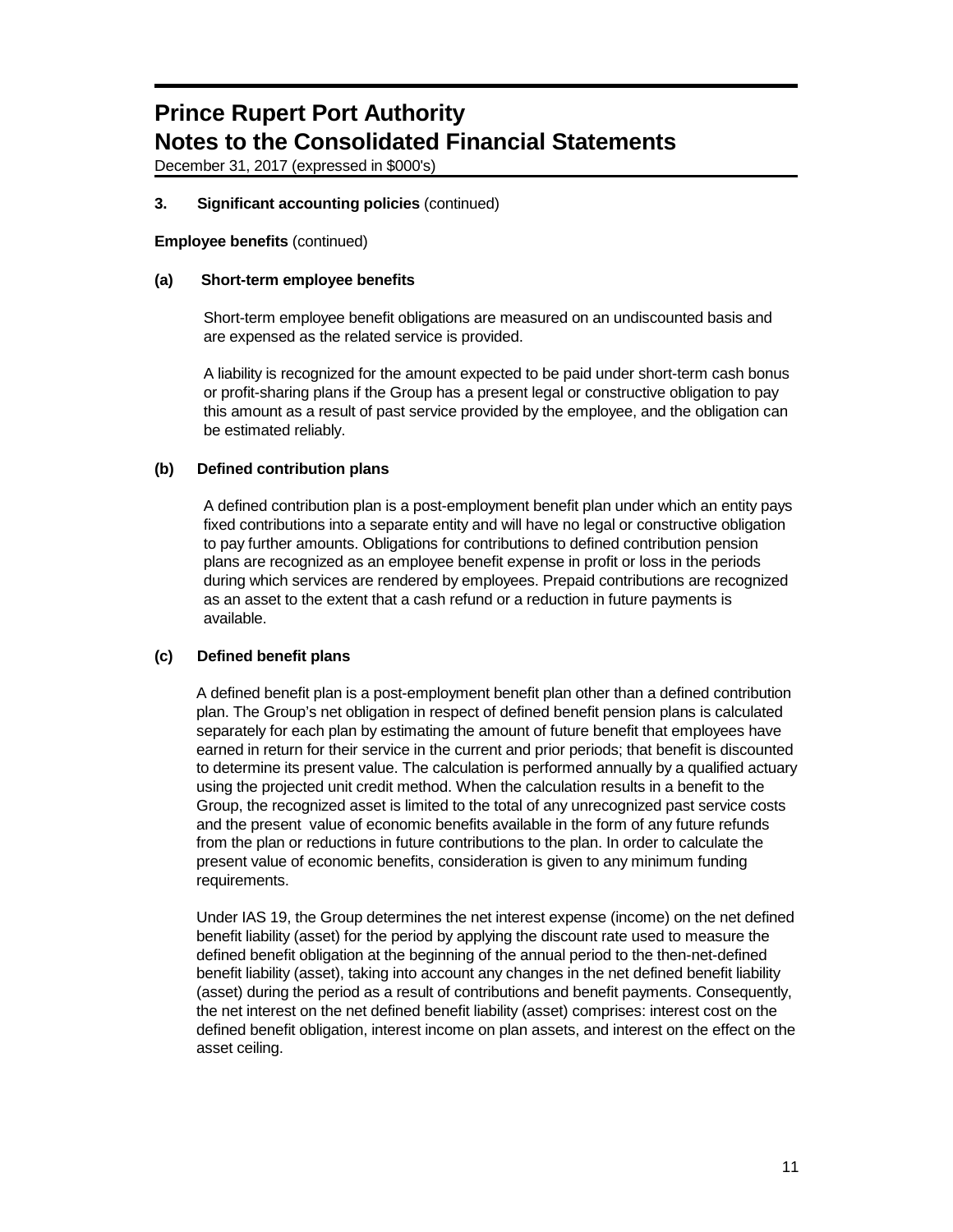### 3. Significant accounting policies (continued)

**Employee benefits** (continued)

#### (a) Short-term employee benefits

Short-term employee benefit obligations are measured on an undiscounted basis and are expensed as the related service is provided.

A liability is recognized for the amount expected to be paid under short-term cash bonus or profit-sharing plans if the Group has a present legal or constructive obligation to pay this amount as a result of past service provided by the employee, and the obligation can be estimated reliably.

#### (b) Defined contribution plans

A defined contribution plan is a post-employment benefit plan under which an entity pays fixed contributions into a separate entity and will have no legal or constructive obligation to pay further amounts. Obligations for contributions to defined contribution pension plans are recognized as an employee benefit expense in profit or loss in the periods during which services are rendered by employees. Prepaid contributions are recognized as an asset to the extent that a cash refund or a reduction in future payments is available.

#### (c) Defined benefit plans

A defined benefit plan is a post-employment benefit plan other than a defined contribution plan. The Group's net obligation in respect of defined benefit pension plans is calculated separately for each plan by estimating the amount of future benefit that employees have earned in return for their service in the current and prior periods; that benefit is discounted to determine its present value. The calculation is performed annually by a qualified actuary using the projected unit credit method. When the calculation results in a benefit to the Group, the recognized asset is limited to the total of any unrecognized past service costs and the present value of economic benefits available in the form of any future refunds from the plan or reductions in future contributions to the plan. In order to calculate the present value of economic benefits, consideration is given to any minimum funding requirements.

Under IAS 19, the Group determines the net interest expense (income) on the net defined benefit liability (asset) for the period by applying the discount rate used to measure the defined benefit obligation at the beginning of the annual period to the then-net-defined benefit liability (asset), taking into account any changes in the net defined benefit liability (asset) during the period as a result of contributions and benefit payments. Consequently, the net interest on the net defined benefit liability (asset) comprises: interest cost on the defined benefit obligation, interest income on plan assets, and interest on the effect on the asset ceiling.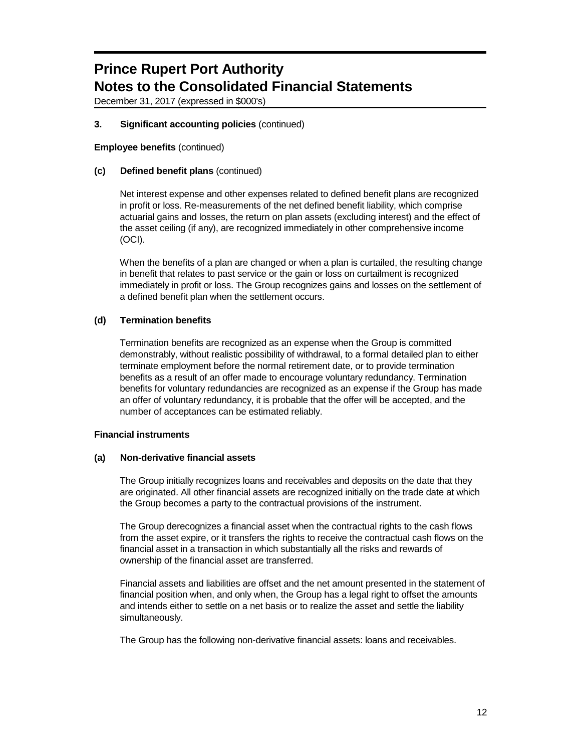# Prince Rupert Port Authority
# Notes to the Consolidated Financial Statements

December 31, 2017 (expressed in $000's)

**3. Significant accounting policies** (continued)

**Employee benefits** (continued)

**(c) Defined benefit plans** (continued)

Net interest expense and other expenses related to defined benefit plans are recognized in profit or loss. Re-measurements of the net defined benefit liability, which comprise actuarial gains and losses, the return on plan assets (excluding interest) and the effect of the asset ceiling (if any), are recognized immediately in other comprehensive income (OCI).

When the benefits of a plan are changed or when a plan is curtailed, the resulting change in benefit that relates to past service or the gain or loss on curtailment is recognized immediately in profit or loss. The Group recognizes gains and losses on the settlement of a defined benefit plan when the settlement occurs.

**(d) Termination benefits**

Termination benefits are recognized as an expense when the Group is committed demonstrably, without realistic possibility of withdrawal, to a formal detailed plan to either terminate employment before the normal retirement date, or to provide termination benefits as a result of an offer made to encourage voluntary redundancy. Termination benefits for voluntary redundancies are recognized as an expense if the Group has made an offer of voluntary redundancy, it is probable that the offer will be accepted, and the number of acceptances can be estimated reliably.

**Financial instruments**

**(a) Non-derivative financial assets**

The Group initially recognizes loans and receivables and deposits on the date that they are originated. All other financial assets are recognized initially on the trade date at which the Group becomes a party to the contractual provisions of the instrument.

The Group derecognizes a financial asset when the contractual rights to the cash flows from the asset expire, or it transfers the rights to receive the contractual cash flows on the financial asset in a transaction in which substantially all the risks and rewards of ownership of the financial asset are transferred.

Financial assets and liabilities are offset and the net amount presented in the statement of financial position when, and only when, the Group has a legal right to offset the amounts and intends either to settle on a net basis or to realize the asset and settle the liability simultaneously.

The Group has the following non-derivative financial assets: loans and receivables.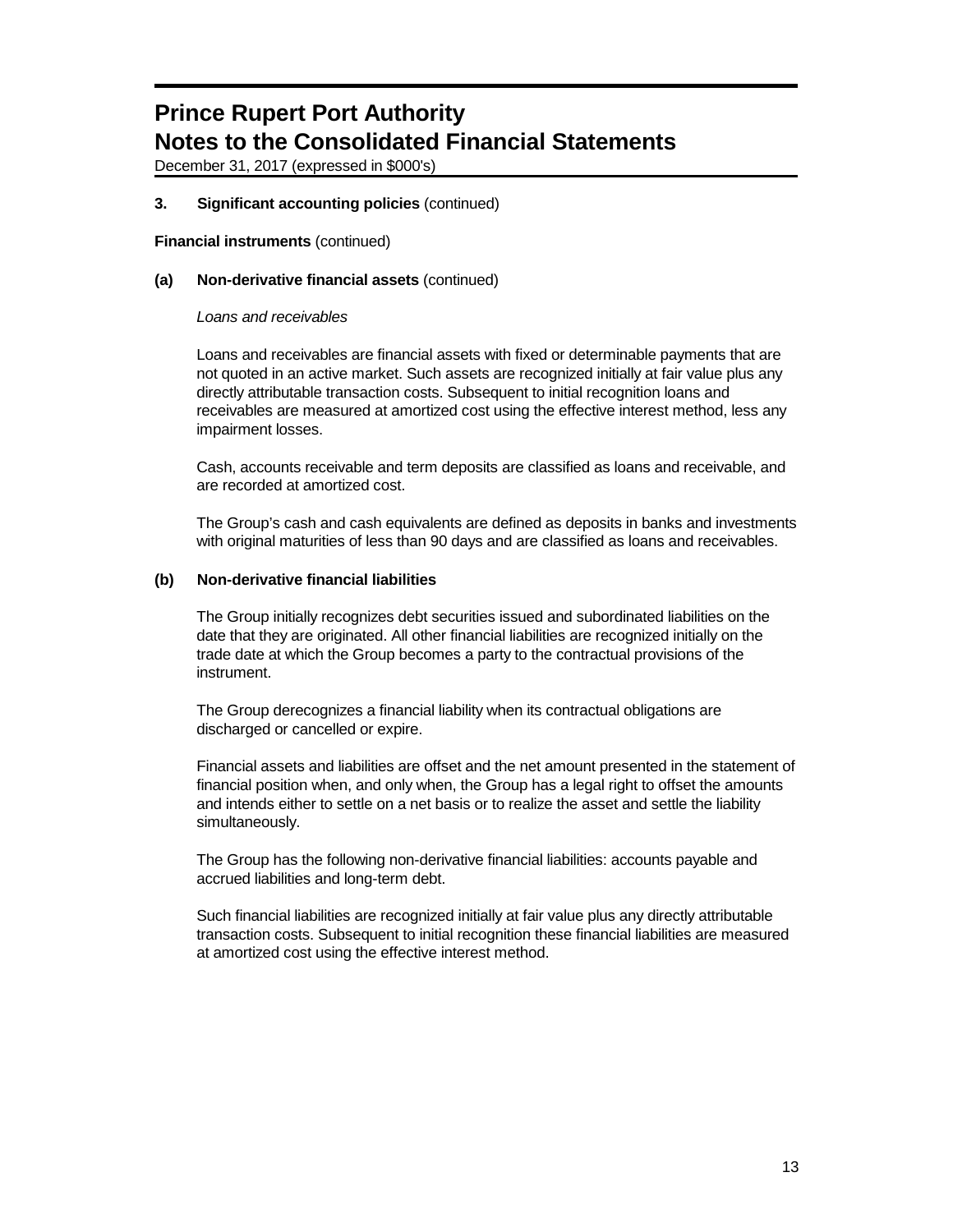## 3. Significant accounting policies (continued)

**Financial instruments** (continued)

### (a) Non-derivative financial assets (continued)

*Loans and receivables*

Loans and receivables are financial assets with fixed or determinable payments that are not quoted in an active market. Such assets are recognized initially at fair value plus any directly attributable transaction costs. Subsequent to initial recognition loans and receivables are measured at amortized cost using the effective interest method, less any impairment losses.

Cash, accounts receivable and term deposits are classified as loans and receivable, and are recorded at amortized cost.

The Group's cash and cash equivalents are defined as deposits in banks and investments with original maturities of less than 90 days and are classified as loans and receivables.

### (b) Non-derivative financial liabilities

The Group initially recognizes debt securities issued and subordinated liabilities on the date that they are originated. All other financial liabilities are recognized initially on the trade date at which the Group becomes a party to the contractual provisions of the instrument.

The Group derecognizes a financial liability when its contractual obligations are discharged or cancelled or expire.

Financial assets and liabilities are offset and the net amount presented in the statement of financial position when, and only when, the Group has a legal right to offset the amounts and intends either to settle on a net basis or to realize the asset and settle the liability simultaneously.

The Group has the following non-derivative financial liabilities: accounts payable and accrued liabilities and long-term debt.

Such financial liabilities are recognized initially at fair value plus any directly attributable transaction costs. Subsequent to initial recognition these financial liabilities are measured at amortized cost using the effective interest method.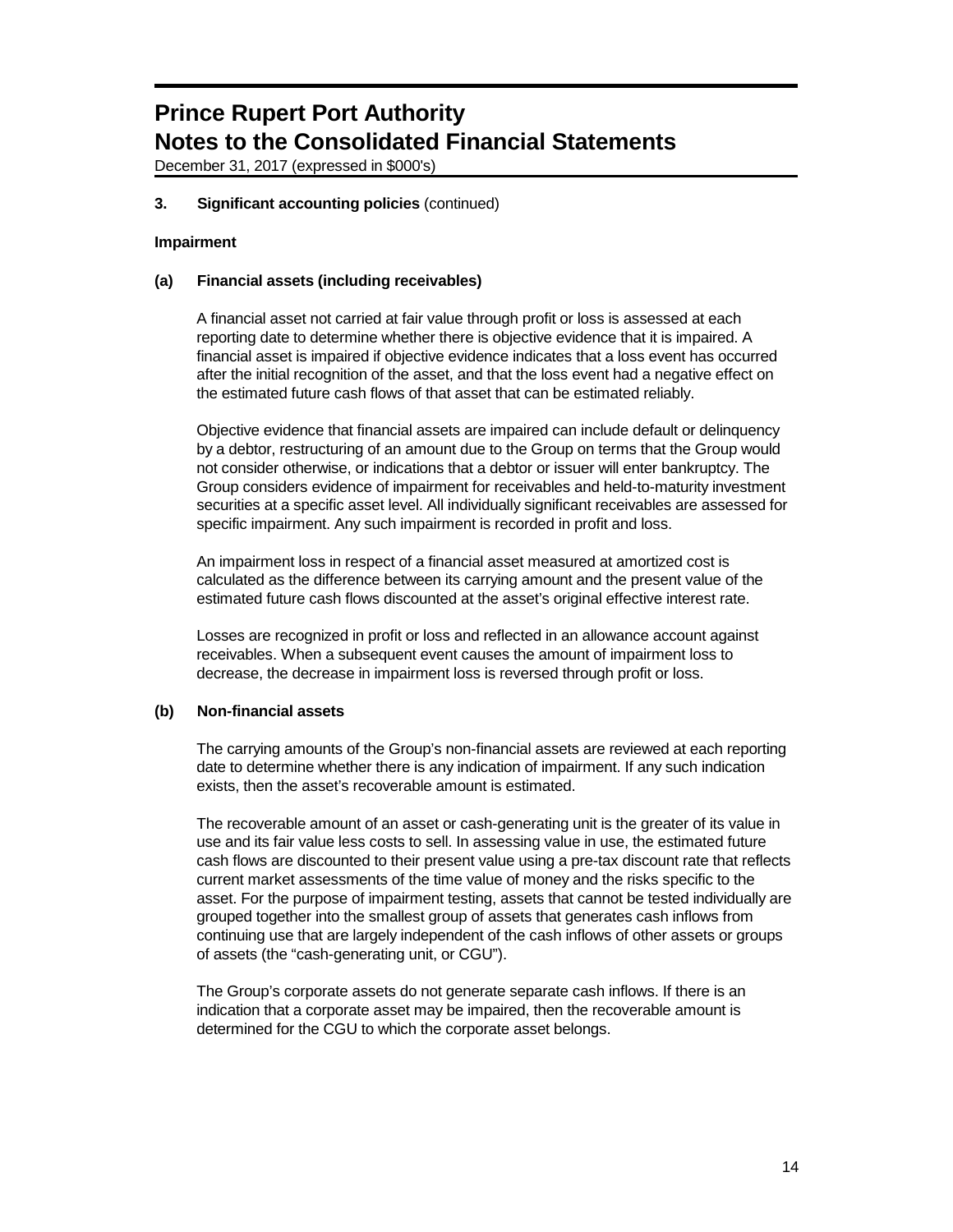### 3. Significant accounting policies (continued)

#### Impairment

##### (a) Financial assets (including receivables)

A financial asset not carried at fair value through profit or loss is assessed at each reporting date to determine whether there is objective evidence that it is impaired. A financial asset is impaired if objective evidence indicates that a loss event has occurred after the initial recognition of the asset, and that the loss event had a negative effect on the estimated future cash flows of that asset that can be estimated reliably.

Objective evidence that financial assets are impaired can include default or delinquency by a debtor, restructuring of an amount due to the Group on terms that the Group would not consider otherwise, or indications that a debtor or issuer will enter bankruptcy. The Group considers evidence of impairment for receivables and held-to-maturity investment securities at a specific asset level. All individually significant receivables are assessed for specific impairment. Any such impairment is recorded in profit and loss.

An impairment loss in respect of a financial asset measured at amortized cost is calculated as the difference between its carrying amount and the present value of the estimated future cash flows discounted at the asset's original effective interest rate.

Losses are recognized in profit or loss and reflected in an allowance account against receivables. When a subsequent event causes the amount of impairment loss to decrease, the decrease in impairment loss is reversed through profit or loss.

##### (b) Non-financial assets

The carrying amounts of the Group's non-financial assets are reviewed at each reporting date to determine whether there is any indication of impairment. If any such indication exists, then the asset's recoverable amount is estimated.

The recoverable amount of an asset or cash-generating unit is the greater of its value in use and its fair value less costs to sell. In assessing value in use, the estimated future cash flows are discounted to their present value using a pre-tax discount rate that reflects current market assessments of the time value of money and the risks specific to the asset. For the purpose of impairment testing, assets that cannot be tested individually are grouped together into the smallest group of assets that generates cash inflows from continuing use that are largely independent of the cash inflows of other assets or groups of assets (the "cash-generating unit, or CGU").

The Group's corporate assets do not generate separate cash inflows. If there is an indication that a corporate asset may be impaired, then the recoverable amount is determined for the CGU to which the corporate asset belongs.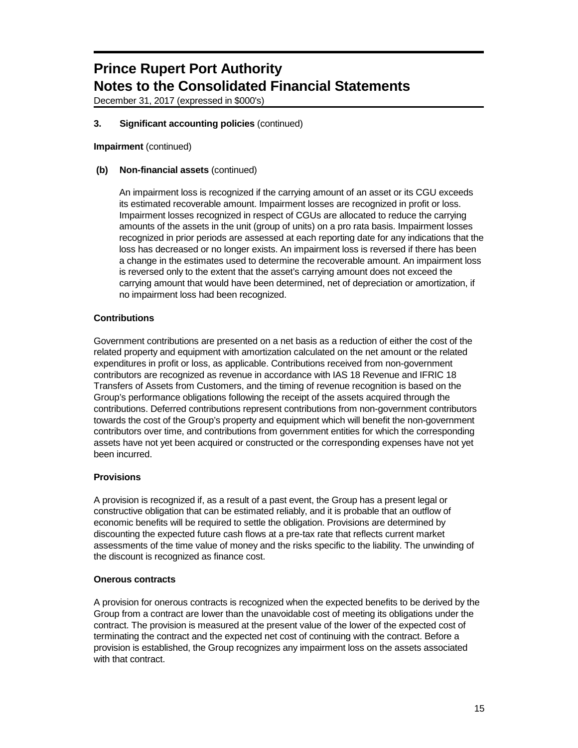# Prince Rupert Port Authority
# Notes to the Consolidated Financial Statements

December 31, 2017 (expressed in $000's)

## 3. Significant accounting policies (continued)

**Impairment** (continued)

**(b) Non-financial assets** (continued)

An impairment loss is recognized if the carrying amount of an asset or its CGU exceeds its estimated recoverable amount. Impairment losses are recognized in profit or loss. Impairment losses recognized in respect of CGUs are allocated to reduce the carrying amounts of the assets in the unit (group of units) on a pro rata basis. Impairment losses recognized in prior periods are assessed at each reporting date for any indications that the loss has decreased or no longer exists. An impairment loss is reversed if there has been a change in the estimates used to determine the recoverable amount. An impairment loss is reversed only to the extent that the asset's carrying amount does not exceed the carrying amount that would have been determined, net of depreciation or amortization, if no impairment loss had been recognized.

**Contributions**

Government contributions are presented on a net basis as a reduction of either the cost of the related property and equipment with amortization calculated on the net amount or the related expenditures in profit or loss, as applicable. Contributions received from non-government contributors are recognized as revenue in accordance with IAS 18 Revenue and IFRIC 18 Transfers of Assets from Customers, and the timing of revenue recognition is based on the Group's performance obligations following the receipt of the assets acquired through the contributions. Deferred contributions represent contributions from non-government contributors towards the cost of the Group's property and equipment which will benefit the non-government contributors over time, and contributions from government entities for which the corresponding assets have not yet been acquired or constructed or the corresponding expenses have not yet been incurred.

**Provisions**

A provision is recognized if, as a result of a past event, the Group has a present legal or constructive obligation that can be estimated reliably, and it is probable that an outflow of economic benefits will be required to settle the obligation. Provisions are determined by discounting the expected future cash flows at a pre-tax rate that reflects current market assessments of the time value of money and the risks specific to the liability. The unwinding of the discount is recognized as finance cost.

**Onerous contracts**

A provision for onerous contracts is recognized when the expected benefits to be derived by the Group from a contract are lower than the unavoidable cost of meeting its obligations under the contract. The provision is measured at the present value of the lower of the expected cost of terminating the contract and the expected net cost of continuing with the contract. Before a provision is established, the Group recognizes any impairment loss on the assets associated with that contract.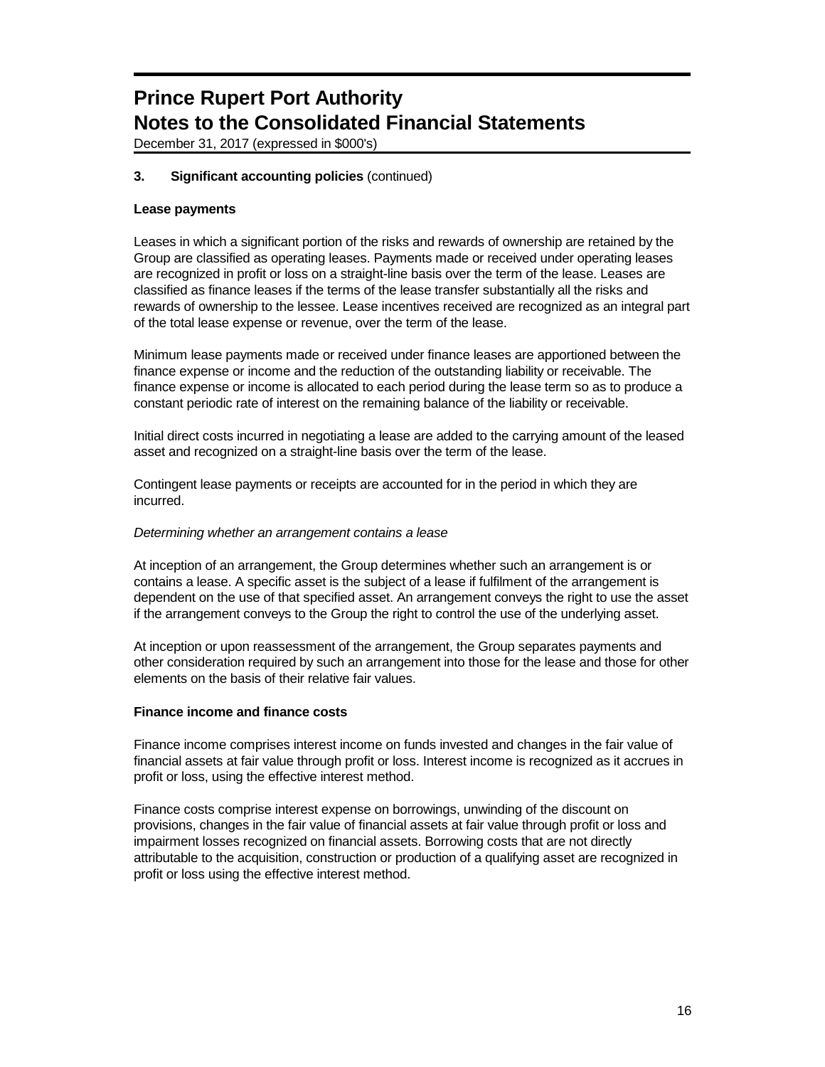# Prince Rupert Port Authority
# Notes to the Consolidated Financial Statements

December 31, 2017 (expressed in $000's)

## 3. Significant accounting policies (continued)

### Lease payments

Leases in which a significant portion of the risks and rewards of ownership are retained by the Group are classified as operating leases. Payments made or received under operating leases are recognized in profit or loss on a straight-line basis over the term of the lease. Leases are classified as finance leases if the terms of the lease transfer substantially all the risks and rewards of ownership to the lessee. Lease incentives received are recognized as an integral part of the total lease expense or revenue, over the term of the lease.

Minimum lease payments made or received under finance leases are apportioned between the finance expense or income and the reduction of the outstanding liability or receivable. The finance expense or income is allocated to each period during the lease term so as to produce a constant periodic rate of interest on the remaining balance of the liability or receivable.

Initial direct costs incurred in negotiating a lease are added to the carrying amount of the leased asset and recognized on a straight-line basis over the term of the lease.

Contingent lease payments or receipts are accounted for in the period in which they are incurred.

*Determining whether an arrangement contains a lease*

At inception of an arrangement, the Group determines whether such an arrangement is or contains a lease. A specific asset is the subject of a lease if fulfilment of the arrangement is dependent on the use of that specified asset. An arrangement conveys the right to use the asset if the arrangement conveys to the Group the right to control the use of the underlying asset.

At inception or upon reassessment of the arrangement, the Group separates payments and other consideration required by such an arrangement into those for the lease and those for other elements on the basis of their relative fair values.

### Finance income and finance costs

Finance income comprises interest income on funds invested and changes in the fair value of financial assets at fair value through profit or loss. Interest income is recognized as it accrues in profit or loss, using the effective interest method.

Finance costs comprise interest expense on borrowings, unwinding of the discount on provisions, changes in the fair value of financial assets at fair value through profit or loss and impairment losses recognized on financial assets. Borrowing costs that are not directly attributable to the acquisition, construction or production of a qualifying asset are recognized in profit or loss using the effective interest method.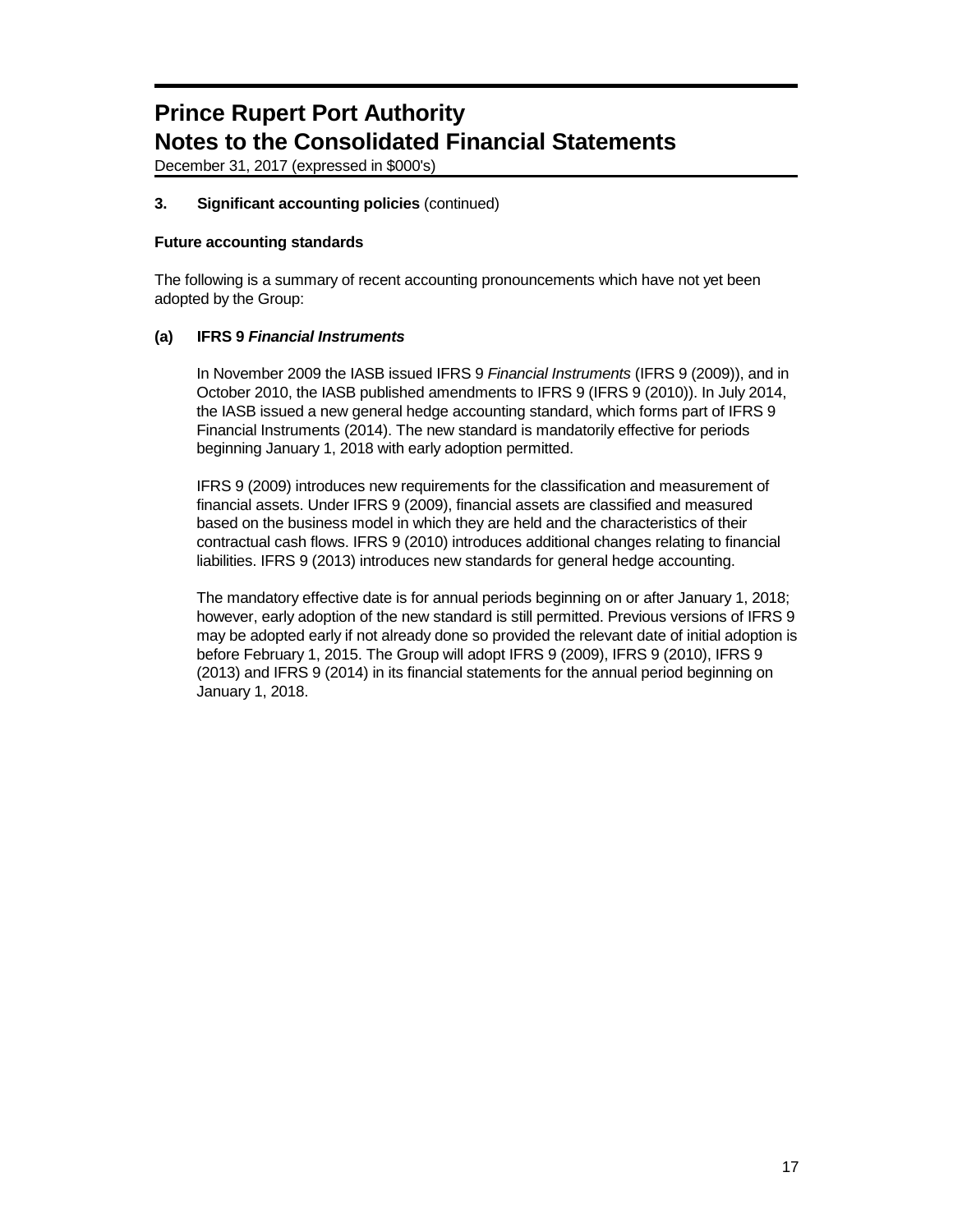# Prince Rupert Port Authority
# Notes to the Consolidated Financial Statements

December 31, 2017 (expressed in $000's)

### 3. Significant accounting policies (continued)

**Future accounting standards**

The following is a summary of recent accounting pronouncements which have not yet been adopted by the Group:

**(a) IFRS 9 *Financial Instruments***

In November 2009 the IASB issued IFRS 9 *Financial Instruments* (IFRS 9 (2009)), and in October 2010, the IASB published amendments to IFRS 9 (IFRS 9 (2010)). In July 2014, the IASB issued a new general hedge accounting standard, which forms part of IFRS 9 Financial Instruments (2014). The new standard is mandatorily effective for periods beginning January 1, 2018 with early adoption permitted.

IFRS 9 (2009) introduces new requirements for the classification and measurement of financial assets. Under IFRS 9 (2009), financial assets are classified and measured based on the business model in which they are held and the characteristics of their contractual cash flows. IFRS 9 (2010) introduces additional changes relating to financial liabilities. IFRS 9 (2013) introduces new standards for general hedge accounting.

The mandatory effective date is for annual periods beginning on or after January 1, 2018; however, early adoption of the new standard is still permitted. Previous versions of IFRS 9 may be adopted early if not already done so provided the relevant date of initial adoption is before February 1, 2015. The Group will adopt IFRS 9 (2009), IFRS 9 (2010), IFRS 9 (2013) and IFRS 9 (2014) in its financial statements for the annual period beginning on January 1, 2018.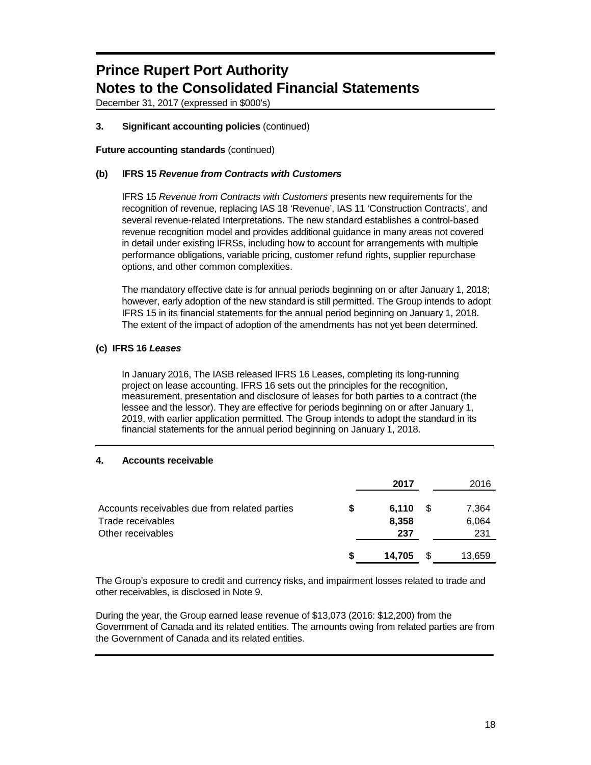# Prince Rupert Port Authority
# Notes to the Consolidated Financial Statements

December 31, 2017 (expressed in $000's)

**3. Significant accounting policies** (continued)

**Future accounting standards** (continued)

**(b) IFRS 15 *Revenue from Contracts with Customers***

IFRS 15 *Revenue from Contracts with Customers* presents new requirements for the recognition of revenue, replacing IAS 18 'Revenue', IAS 11 'Construction Contracts', and several revenue-related Interpretations. The new standard establishes a control-based revenue recognition model and provides additional guidance in many areas not covered in detail under existing IFRSs, including how to account for arrangements with multiple performance obligations, variable pricing, customer refund rights, supplier repurchase options, and other common complexities.

The mandatory effective date is for annual periods beginning on or after January 1, 2018; however, early adoption of the new standard is still permitted. The Group intends to adopt IFRS 15 in its financial statements for the annual period beginning on January 1, 2018. The extent of the impact of adoption of the amendments has not yet been determined.

**(c) IFRS 16 *Leases***

In January 2016, The IASB released IFRS 16 Leases, completing its long-running project on lease accounting. IFRS 16 sets out the principles for the recognition, measurement, presentation and disclosure of leases for both parties to a contract (the lessee and the lessor). They are effective for periods beginning on or after January 1, 2019, with earlier application permitted. The Group intends to adopt the standard in its financial statements for the annual period beginning on January 1, 2018.

**4. Accounts receivable**

| | **2017** | 2016 |
|---|---|---|
| Accounts receivables due from related parties | **$ 6,110** | $ 7,364 |
| Trade receivables | **8,358** | 6,064 |
| Other receivables | **237** | 231 |
| | **$ 14,705** | $ 13,659 |

The Group's exposure to credit and currency risks, and impairment losses related to trade and other receivables, is disclosed in Note 9.

During the year, the Group earned lease revenue of $13,073 (2016: $12,200) from the Government of Canada and its related entities. The amounts owing from related parties are from the Government of Canada and its related entities.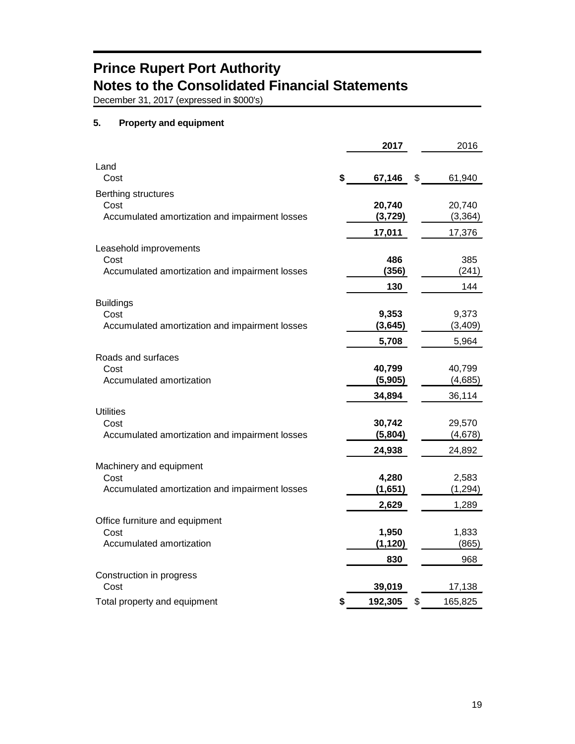# Prince Rupert Port Authority
# Notes to the Consolidated Financial Statements

December 31, 2017 (expressed in $000's)

## 5. Property and equipment

| | 2017 | 2016 |
|---|---|---|
| **Land** | | |
| Cost | $ 67,146 | $ 61,940 |
| **Berthing structures** | | |
| Cost | 20,740 | 20,740 |
| Accumulated amortization and impairment losses | (3,729) | (3,364) |
| | 17,011 | 17,376 |
| **Leasehold improvements** | | |
| Cost | 486 | 385 |
| Accumulated amortization and impairment losses | (356) | (241) |
| | 130 | 144 |
| **Buildings** | | |
| Cost | 9,353 | 9,373 |
| Accumulated amortization and impairment losses | (3,645) | (3,409) |
| | 5,708 | 5,964 |
| **Roads and surfaces** | | |
| Cost | 40,799 | 40,799 |
| Accumulated amortization | (5,905) | (4,685) |
| | 34,894 | 36,114 |
| **Utilities** | | |
| Cost | 30,742 | 29,570 |
| Accumulated amortization and impairment losses | (5,804) | (4,678) |
| | 24,938 | 24,892 |
| **Machinery and equipment** | | |
| Cost | 4,280 | 2,583 |
| Accumulated amortization and impairment losses | (1,651) | (1,294) |
| | 2,629 | 1,289 |
| **Office furniture and equipment** | | |
| Cost | 1,950 | 1,833 |
| Accumulated amortization | (1,120) | (865) |
| | 830 | 968 |
| **Construction in progress** | | |
| Cost | 39,019 | 17,138 |
| Total property and equipment | $ 192,305 | $ 165,825 |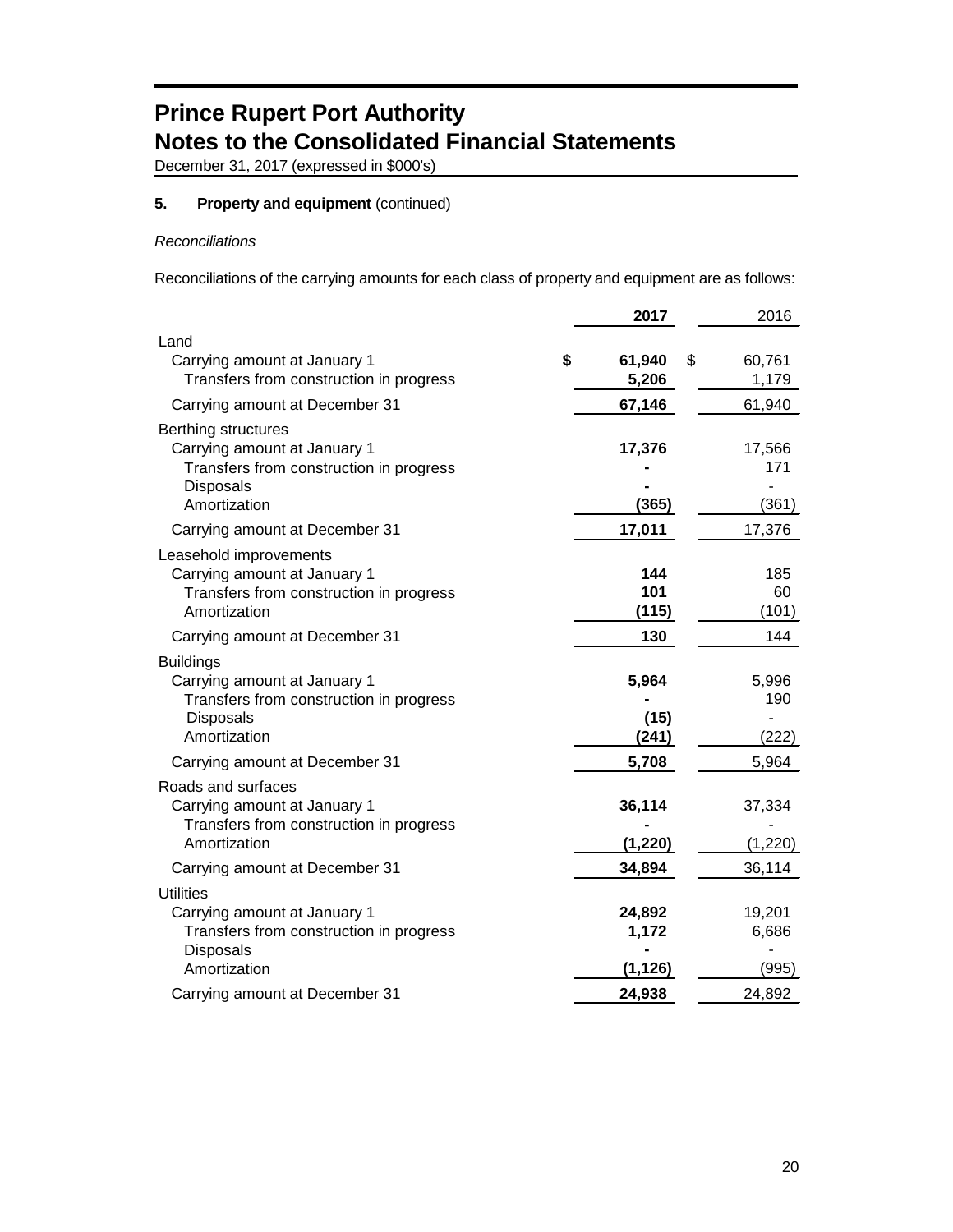# Prince Rupert Port Authority
# Notes to the Consolidated Financial Statements

December 31, 2017 (expressed in $000's)

### 5. Property and equipment (continued)

*Reconciliations*

Reconciliations of the carrying amounts for each class of property and equipment are as follows:

| | **2017** | 2016 |
|---|---|---|
| Land | | |
| Carrying amount at January 1 | **$ 61,940** | $ 60,761 |
| Transfers from construction in progress | **5,206** | 1,179 |
| Carrying amount at December 31 | **67,146** | 61,940 |
| Berthing structures | | |
| Carrying amount at January 1 | **17,376** | 17,566 |
| Transfers from construction in progress | **-** | 171 |
| Disposals | **-** | - |
| Amortization | **(365)** | (361) |
| Carrying amount at December 31 | **17,011** | 17,376 |
| Leasehold improvements | | |
| Carrying amount at January 1 | **144** | 185 |
| Transfers from construction in progress | **101** | 60 |
| Amortization | **(115)** | (101) |
| Carrying amount at December 31 | **130** | 144 |
| Buildings | | |
| Carrying amount at January 1 | **5,964** | 5,996 |
| Transfers from construction in progress | **-** | 190 |
| Disposals | **(15)** | - |
| Amortization | **(241)** | (222) |
| Carrying amount at December 31 | **5,708** | 5,964 |
| Roads and surfaces | | |
| Carrying amount at January 1 | **36,114** | 37,334 |
| Transfers from construction in progress | **-** | - |
| Amortization | **(1,220)** | (1,220) |
| Carrying amount at December 31 | **34,894** | 36,114 |
| Utilities | | |
| Carrying amount at January 1 | **24,892** | 19,201 |
| Transfers from construction in progress | **1,172** | 6,686 |
| Disposals | **-** | - |
| Amortization | **(1,126)** | (995) |
| Carrying amount at December 31 | **24,938** | 24,892 |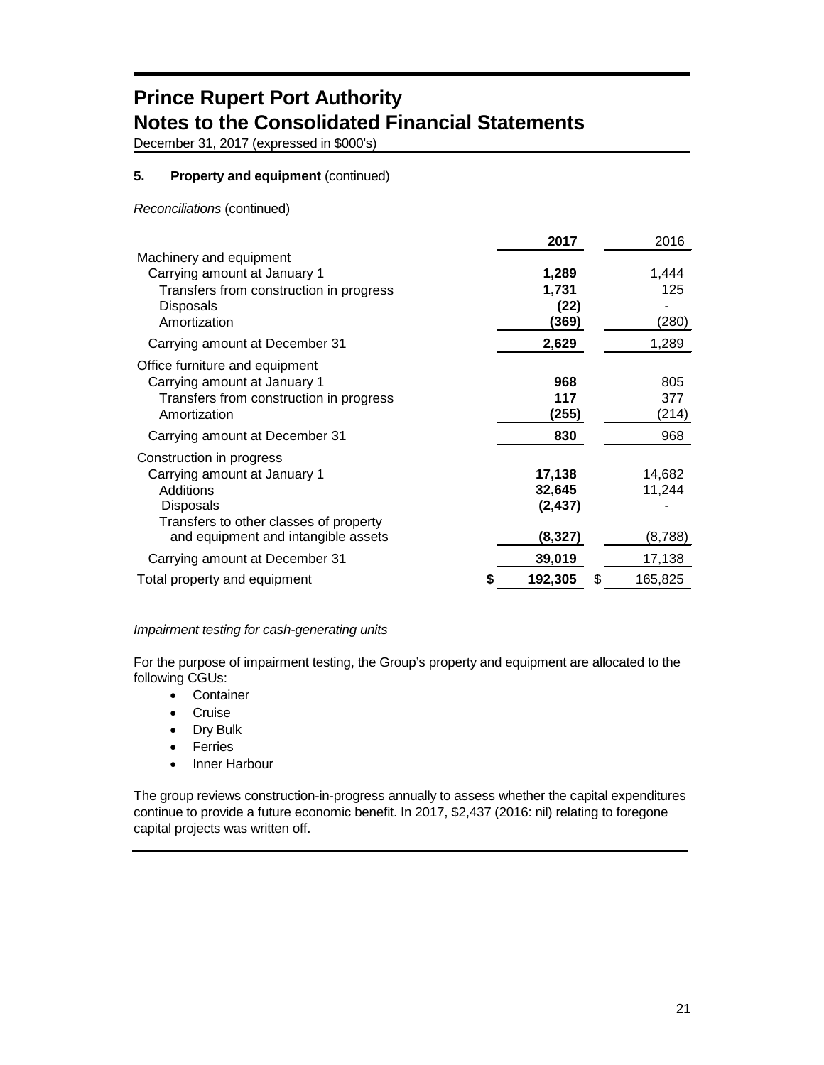# Prince Rupert Port Authority
# Notes to the Consolidated Financial Statements

December 31, 2017 (expressed in $000's)

### 5. Property and equipment (continued)

*Reconciliations* (continued)

| | 2017 | 2016 |
|---|---|---|
| Machinery and equipment | | |
| Carrying amount at January 1 | **1,289** | 1,444 |
| Transfers from construction in progress | **1,731** | 125 |
| Disposals | **(22)** | - |
| Amortization | **(369)** | (280) |
| Carrying amount at December 31 | **2,629** | 1,289 |
| Office furniture and equipment | | |
| Carrying amount at January 1 | **968** | 805 |
| Transfers from construction in progress | **117** | 377 |
| Amortization | **(255)** | (214) |
| Carrying amount at December 31 | **830** | 968 |
| Construction in progress | | |
| Carrying amount at January 1 | **17,138** | 14,682 |
| Additions | **32,645** | 11,244 |
| Disposals | **(2,437)** | - |
| Transfers to other classes of property and equipment and intangible assets | **(8,327)** | (8,788) |
| Carrying amount at December 31 | **39,019** | 17,138 |
| Total property and equipment | **$ 192,305** | $ 165,825 |

*Impairment testing for cash-generating units*

For the purpose of impairment testing, the Group's property and equipment are allocated to the following CGUs:

- Container
- Cruise
- Dry Bulk
- Ferries
- Inner Harbour

The group reviews construction-in-progress annually to assess whether the capital expenditures continue to provide a future economic benefit. In 2017, $2,437 (2016: nil) relating to foregone capital projects was written off.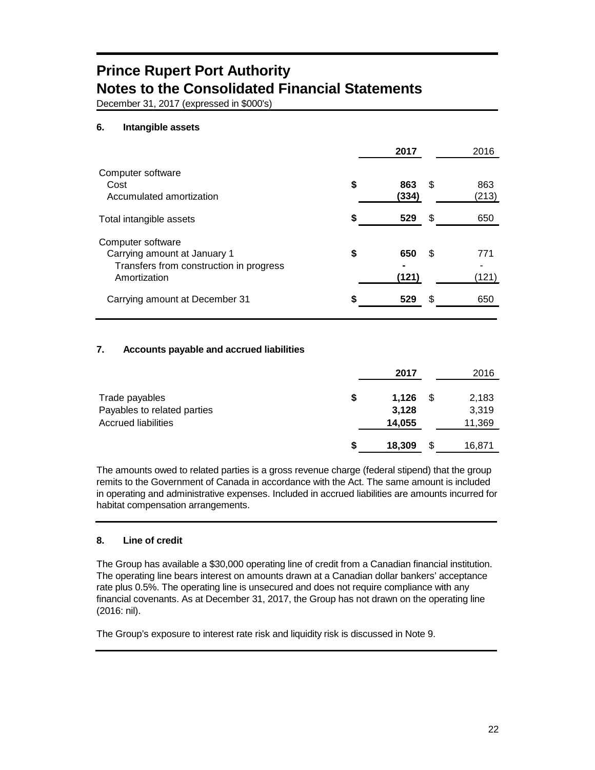# Prince Rupert Port Authority
# Notes to the Consolidated Financial Statements

December 31, 2017 (expressed in $000's)

## 6. Intangible assets

| | 2017 | 2016 |
|---|---|---|
| Computer software | | |
| Cost | $ 863 | $ 863 |
| Accumulated amortization | (334) | (213) |
| Total intangible assets | $ 529 | $ 650 |
| Computer software | | |
| Carrying amount at January 1 | $ 650 | $ 771 |
| Transfers from construction in progress | - | - |
| Amortization | (121) | (121) |
| Carrying amount at December 31 | $ 529 | $ 650 |

## 7. Accounts payable and accrued liabilities

| | 2017 | 2016 |
|---|---|---|
| Trade payables | $ 1,126 | $ 2,183 |
| Payables to related parties | 3,128 | 3,319 |
| Accrued liabilities | 14,055 | 11,369 |
| | $ 18,309 | $ 16,871 |

The amounts owed to related parties is a gross revenue charge (federal stipend) that the group remits to the Government of Canada in accordance with the Act. The same amount is included in operating and administrative expenses. Included in accrued liabilities are amounts incurred for habitat compensation arrangements.

## 8. Line of credit

The Group has available a $30,000 operating line of credit from a Canadian financial institution. The operating line bears interest on amounts drawn at a Canadian dollar bankers' acceptance rate plus 0.5%. The operating line is unsecured and does not require compliance with any financial covenants. As at December 31, 2017, the Group has not drawn on the operating line (2016: nil).

The Group's exposure to interest rate risk and liquidity risk is discussed in Note 9.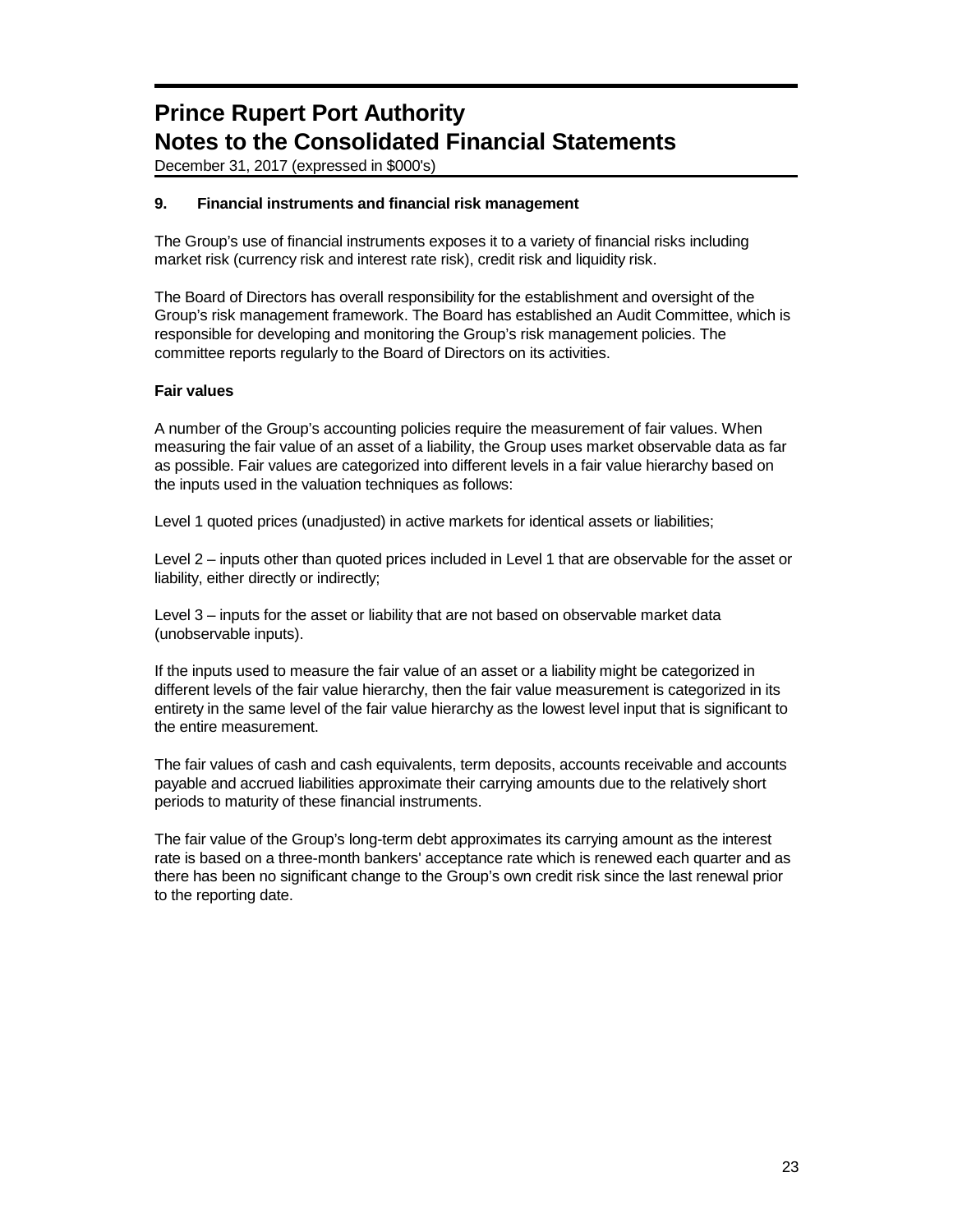# Prince Rupert Port Authority
# Notes to the Consolidated Financial Statements

December 31, 2017 (expressed in $000's)

### 9. Financial instruments and financial risk management

The Group's use of financial instruments exposes it to a variety of financial risks including market risk (currency risk and interest rate risk), credit risk and liquidity risk.

The Board of Directors has overall responsibility for the establishment and oversight of the Group's risk management framework. The Board has established an Audit Committee, which is responsible for developing and monitoring the Group's risk management policies. The committee reports regularly to the Board of Directors on its activities.

**Fair values**

A number of the Group's accounting policies require the measurement of fair values. When measuring the fair value of an asset of a liability, the Group uses market observable data as far as possible. Fair values are categorized into different levels in a fair value hierarchy based on the inputs used in the valuation techniques as follows:

Level 1 quoted prices (unadjusted) in active markets for identical assets or liabilities;

Level 2 – inputs other than quoted prices included in Level 1 that are observable for the asset or liability, either directly or indirectly;

Level 3 – inputs for the asset or liability that are not based on observable market data (unobservable inputs).

If the inputs used to measure the fair value of an asset or a liability might be categorized in different levels of the fair value hierarchy, then the fair value measurement is categorized in its entirety in the same level of the fair value hierarchy as the lowest level input that is significant to the entire measurement.

The fair values of cash and cash equivalents, term deposits, accounts receivable and accounts payable and accrued liabilities approximate their carrying amounts due to the relatively short periods to maturity of these financial instruments.

The fair value of the Group's long-term debt approximates its carrying amount as the interest rate is based on a three-month bankers' acceptance rate which is renewed each quarter and as there has been no significant change to the Group's own credit risk since the last renewal prior to the reporting date.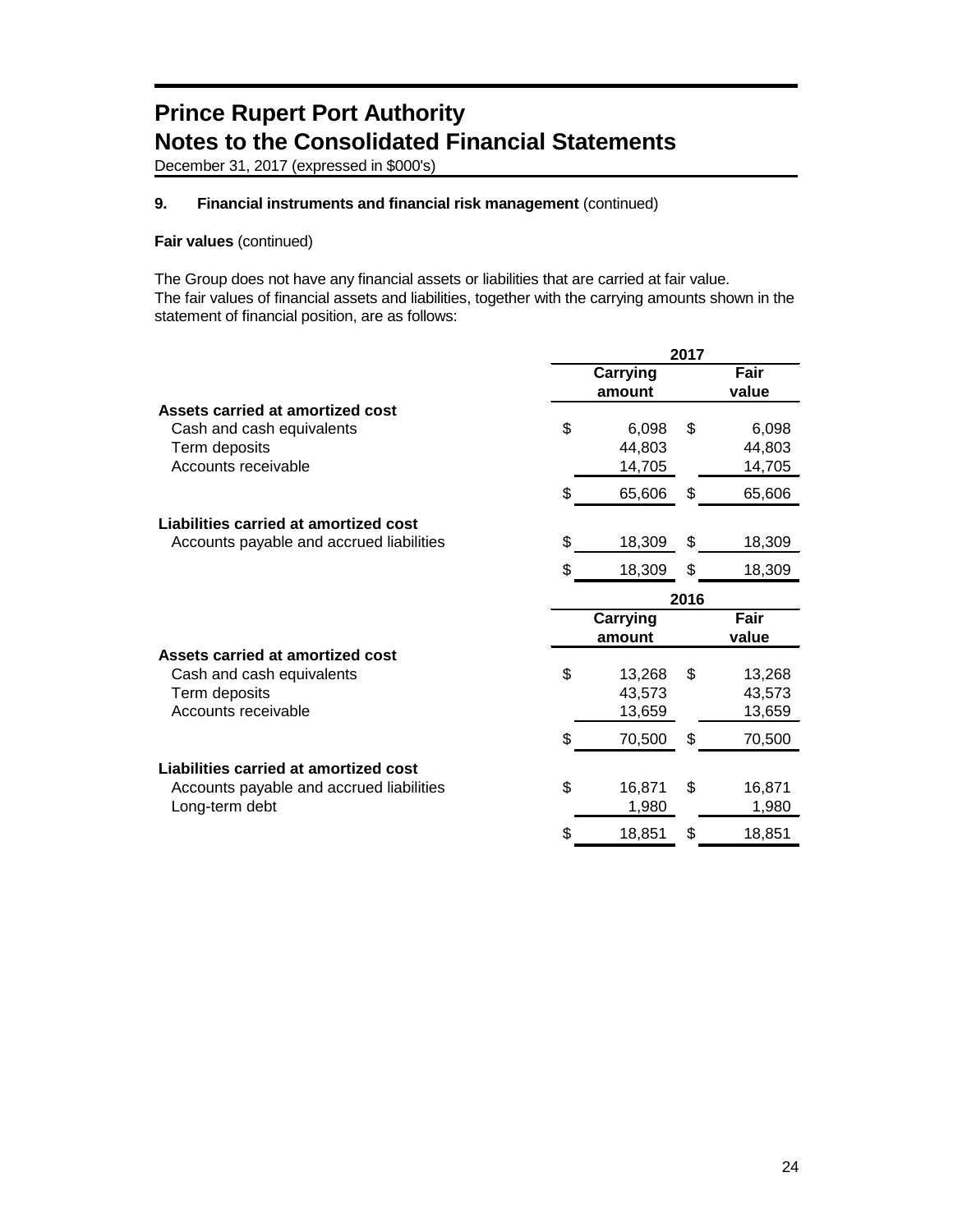# Prince Rupert Port Authority
# Notes to the Consolidated Financial Statements

December 31, 2017 (expressed in $000's)

## 9. Financial instruments and financial risk management (continued)

**Fair values** (continued)

The Group does not have any financial assets or liabilities that are carried at fair value.
The fair values of financial assets and liabilities, together with the carrying amounts shown in the statement of financial position, are as follows:

| | 2017 | |
|---|---|---|
| | **Carrying amount** | **Fair value** |
| **Assets carried at amortized cost** | | |
| Cash and cash equivalents | $ 6,098 | $ 6,098 |
| Term deposits | 44,803 | 44,803 |
| Accounts receivable | 14,705 | 14,705 |
| | $ 65,606 | $ 65,606 |
| **Liabilities carried at amortized cost** | | |
| Accounts payable and accrued liabilities | $ 18,309 | $ 18,309 |
| | $ 18,309 | $ 18,309 |

| | 2016 | |
|---|---|---|
| | **Carrying amount** | **Fair value** |
| **Assets carried at amortized cost** | | |
| Cash and cash equivalents | $ 13,268 | $ 13,268 |
| Term deposits | 43,573 | 43,573 |
| Accounts receivable | 13,659 | 13,659 |
| | $ 70,500 | $ 70,500 |
| **Liabilities carried at amortized cost** | | |
| Accounts payable and accrued liabilities | $ 16,871 | $ 16,871 |
| Long-term debt | 1,980 | 1,980 |
| | $ 18,851 | $ 18,851 |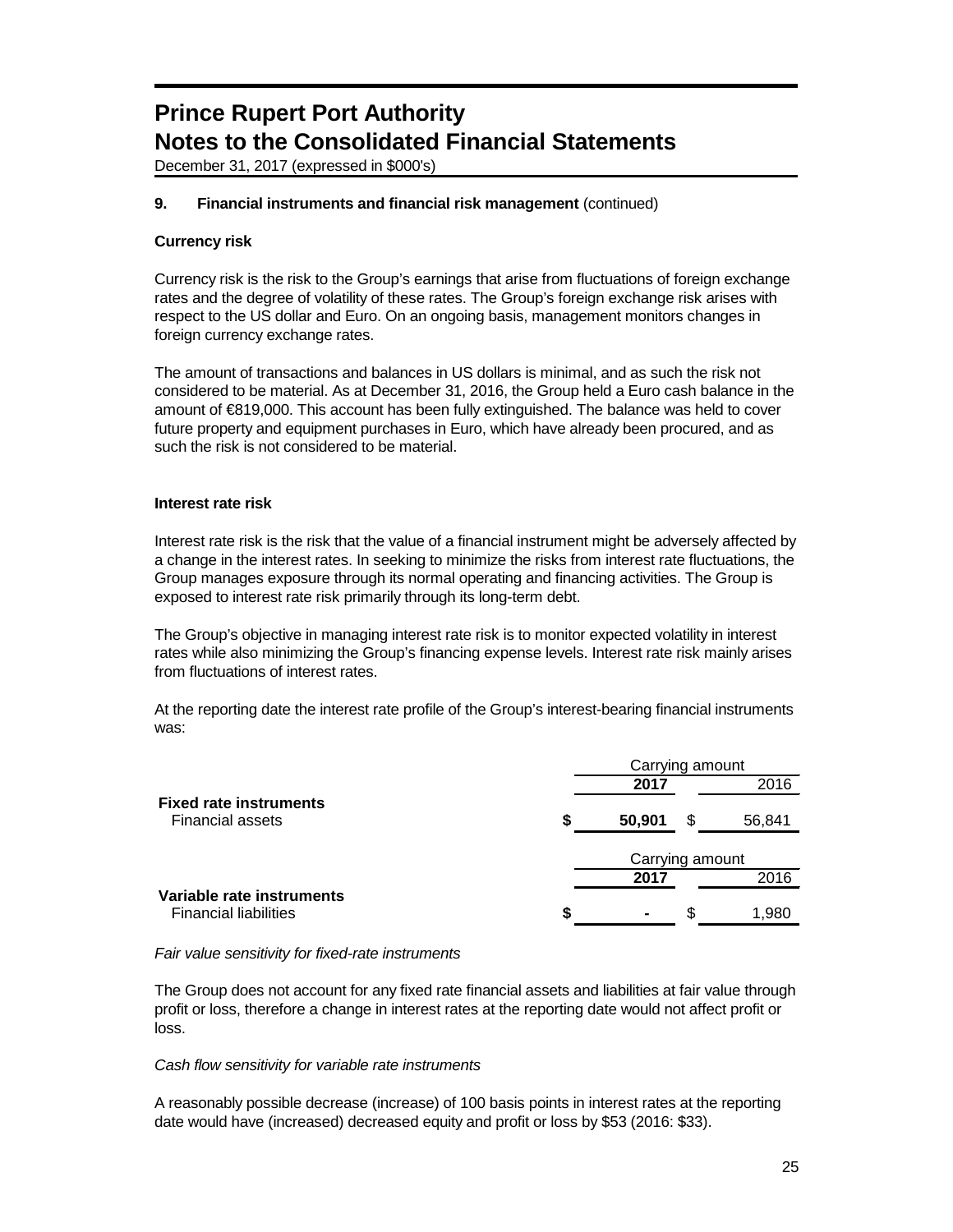## 9. Financial instruments and financial risk management (continued)

**Currency risk**

Currency risk is the risk to the Group's earnings that arise from fluctuations of foreign exchange rates and the degree of volatility of these rates. The Group's foreign exchange risk arises with respect to the US dollar and Euro. On an ongoing basis, management monitors changes in foreign currency exchange rates.

The amount of transactions and balances in US dollars is minimal, and as such the risk not considered to be material. As at December 31, 2016, the Group held a Euro cash balance in the amount of €819,000. This account has been fully extinguished. The balance was held to cover future property and equipment purchases in Euro, which have already been procured, and as such the risk is not considered to be material.

**Interest rate risk**

Interest rate risk is the risk that the value of a financial instrument might be adversely affected by a change in the interest rates. In seeking to minimize the risks from interest rate fluctuations, the Group manages exposure through its normal operating and financing activities. The Group is exposed to interest rate risk primarily through its long-term debt.

The Group's objective in managing interest rate risk is to monitor expected volatility in interest rates while also minimizing the Group's financing expense levels. Interest rate risk mainly arises from fluctuations of interest rates.

At the reporting date the interest rate profile of the Group's interest-bearing financial instruments was:

| | Carrying amount | |
|---|---|---|
| | **2017** | 2016 |
| **Fixed rate instruments** | | |
| Financial assets | **$ 50,901** | $ 56,841 |

| | Carrying amount | |
|---|---|---|
| | **2017** | 2016 |
| **Variable rate instruments** | | |
| Financial liabilities | **$ -** | $ 1,980 |

*Fair value sensitivity for fixed-rate instruments*

The Group does not account for any fixed rate financial assets and liabilities at fair value through profit or loss, therefore a change in interest rates at the reporting date would not affect profit or loss.

*Cash flow sensitivity for variable rate instruments*

A reasonably possible decrease (increase) of 100 basis points in interest rates at the reporting date would have (increased) decreased equity and profit or loss by $53 (2016: $33).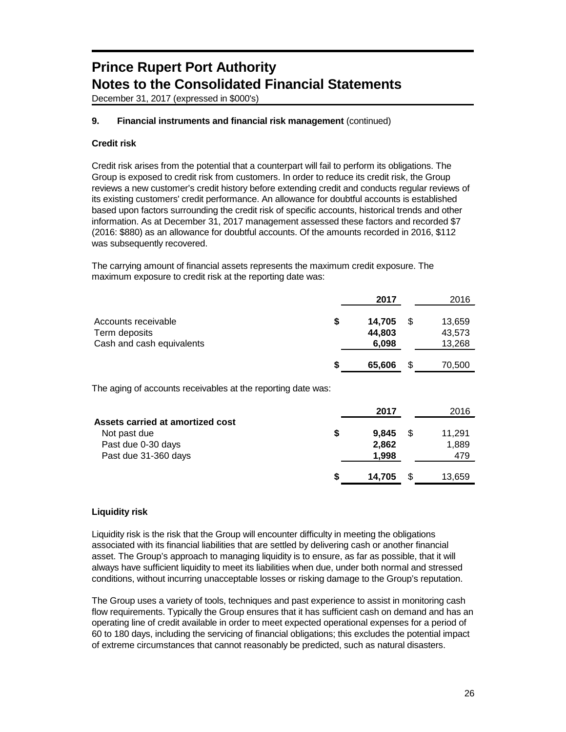# Prince Rupert Port Authority
# Notes to the Consolidated Financial Statements

December 31, 2017 (expressed in $000's)

### 9. Financial instruments and financial risk management (continued)

**Credit risk**

Credit risk arises from the potential that a counterpart will fail to perform its obligations. The Group is exposed to credit risk from customers. In order to reduce its credit risk, the Group reviews a new customer's credit history before extending credit and conducts regular reviews of its existing customers' credit performance. An allowance for doubtful accounts is established based upon factors surrounding the credit risk of specific accounts, historical trends and other information. As at December 31, 2017 management assessed these factors and recorded $7 (2016: $880) as an allowance for doubtful accounts. Of the amounts recorded in 2016, $112 was subsequently recovered.

The carrying amount of financial assets represents the maximum credit exposure. The maximum exposure to credit risk at the reporting date was:

| | **2017** | 2016 |
|---|---|---|
| Accounts receivable | **$ 14,705** | $ 13,659 |
| Term deposits | **44,803** | 43,573 |
| Cash and cash equivalents | **6,098** | 13,268 |
| | **$ 65,606** | $ 70,500 |

The aging of accounts receivables at the reporting date was:

| | **2017** | 2016 |
|---|---|---|
| **Assets carried at amortized cost** | | |
| Not past due | **$ 9,845** | $ 11,291 |
| Past due 0-30 days | **2,862** | 1,889 |
| Past due 31-360 days | **1,998** | 479 |
| | **$ 14,705** | $ 13,659 |

**Liquidity risk**

Liquidity risk is the risk that the Group will encounter difficulty in meeting the obligations associated with its financial liabilities that are settled by delivering cash or another financial asset. The Group's approach to managing liquidity is to ensure, as far as possible, that it will always have sufficient liquidity to meet its liabilities when due, under both normal and stressed conditions, without incurring unacceptable losses or risking damage to the Group's reputation.

The Group uses a variety of tools, techniques and past experience to assist in monitoring cash flow requirements. Typically the Group ensures that it has sufficient cash on demand and has an operating line of credit available in order to meet expected operational expenses for a period of 60 to 180 days, including the servicing of financial obligations; this excludes the potential impact of extreme circumstances that cannot reasonably be predicted, such as natural disasters.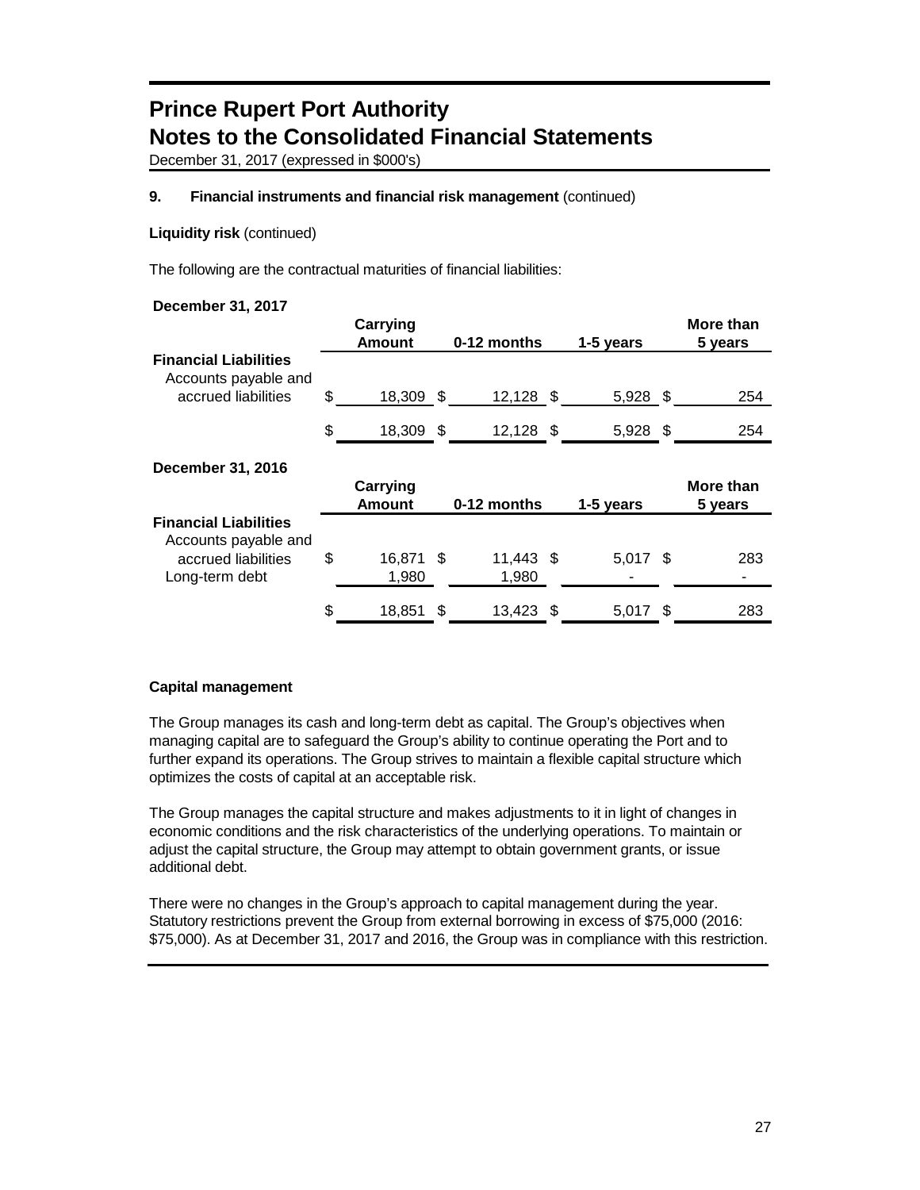# Prince Rupert Port Authority
# Notes to the Consolidated Financial Statements

December 31, 2017 (expressed in $000's)

**9. Financial instruments and financial risk management** (continued)

**Liquidity risk** (continued)

The following are the contractual maturities of financial liabilities:

**December 31, 2017**

| | Carrying Amount | 0-12 months | 1-5 years | More than 5 years |
|---|---|---|---|---|
| **Financial Liabilities** | | | | |
| Accounts payable and accrued liabilities | $ 18,309 | $ 12,128 | $ 5,928 | $ 254 |
| | $ 18,309 | $ 12,128 | $ 5,928 | $ 254 |

**December 31, 2016**

| | Carrying Amount | 0-12 months | 1-5 years | More than 5 years |
|---|---|---|---|---|
| **Financial Liabilities** | | | | |
| Accounts payable and accrued liabilities | $ 16,871 | $ 11,443 | $ 5,017 | $ 283 |
| Long-term debt | 1,980 | 1,980 | - | - |
| | $ 18,851 | $ 13,423 | $ 5,017 | $ 283 |

**Capital management**

The Group manages its cash and long-term debt as capital. The Group's objectives when managing capital are to safeguard the Group's ability to continue operating the Port and to further expand its operations. The Group strives to maintain a flexible capital structure which optimizes the costs of capital at an acceptable risk.

The Group manages the capital structure and makes adjustments to it in light of changes in economic conditions and the risk characteristics of the underlying operations. To maintain or adjust the capital structure, the Group may attempt to obtain government grants, or issue additional debt.

There were no changes in the Group's approach to capital management during the year. Statutory restrictions prevent the Group from external borrowing in excess of $75,000 (2016: $75,000). As at December 31, 2017 and 2016, the Group was in compliance with this restriction.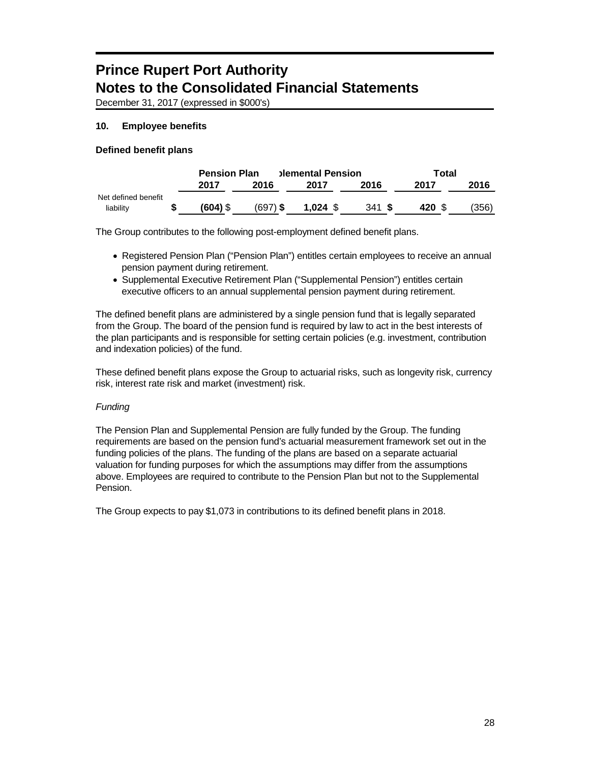# Prince Rupert Port Authority
# Notes to the Consolidated Financial Statements

December 31, 2017 (expressed in $000's)

## 10. Employee benefits

### Defined benefit plans

| | Pension Plan | | ɔlemental Pension | | Total | |
|---|---|---|---|---|---|---|
| | **2017** | **2016** | **2017** | **2016** | **2017** | **2016** |
| Net defined benefit liability | **$ (604)** | $ (697) | **$ 1,024** | $ 341 | **$ 420** | $ (356) |

The Group contributes to the following post-employment defined benefit plans.

- Registered Pension Plan ("Pension Plan") entitles certain employees to receive an annual pension payment during retirement.
- Supplemental Executive Retirement Plan ("Supplemental Pension") entitles certain executive officers to an annual supplemental pension payment during retirement.

The defined benefit plans are administered by a single pension fund that is legally separated from the Group. The board of the pension fund is required by law to act in the best interests of the plan participants and is responsible for setting certain policies (e.g. investment, contribution and indexation policies) of the fund.

These defined benefit plans expose the Group to actuarial risks, such as longevity risk, currency risk, interest rate risk and market (investment) risk.

*Funding*

The Pension Plan and Supplemental Pension are fully funded by the Group. The funding requirements are based on the pension fund's actuarial measurement framework set out in the funding policies of the plans. The funding of the plans are based on a separate actuarial valuation for funding purposes for which the assumptions may differ from the assumptions above. Employees are required to contribute to the Pension Plan but not to the Supplemental Pension.

The Group expects to pay $1,073 in contributions to its defined benefit plans in 2018.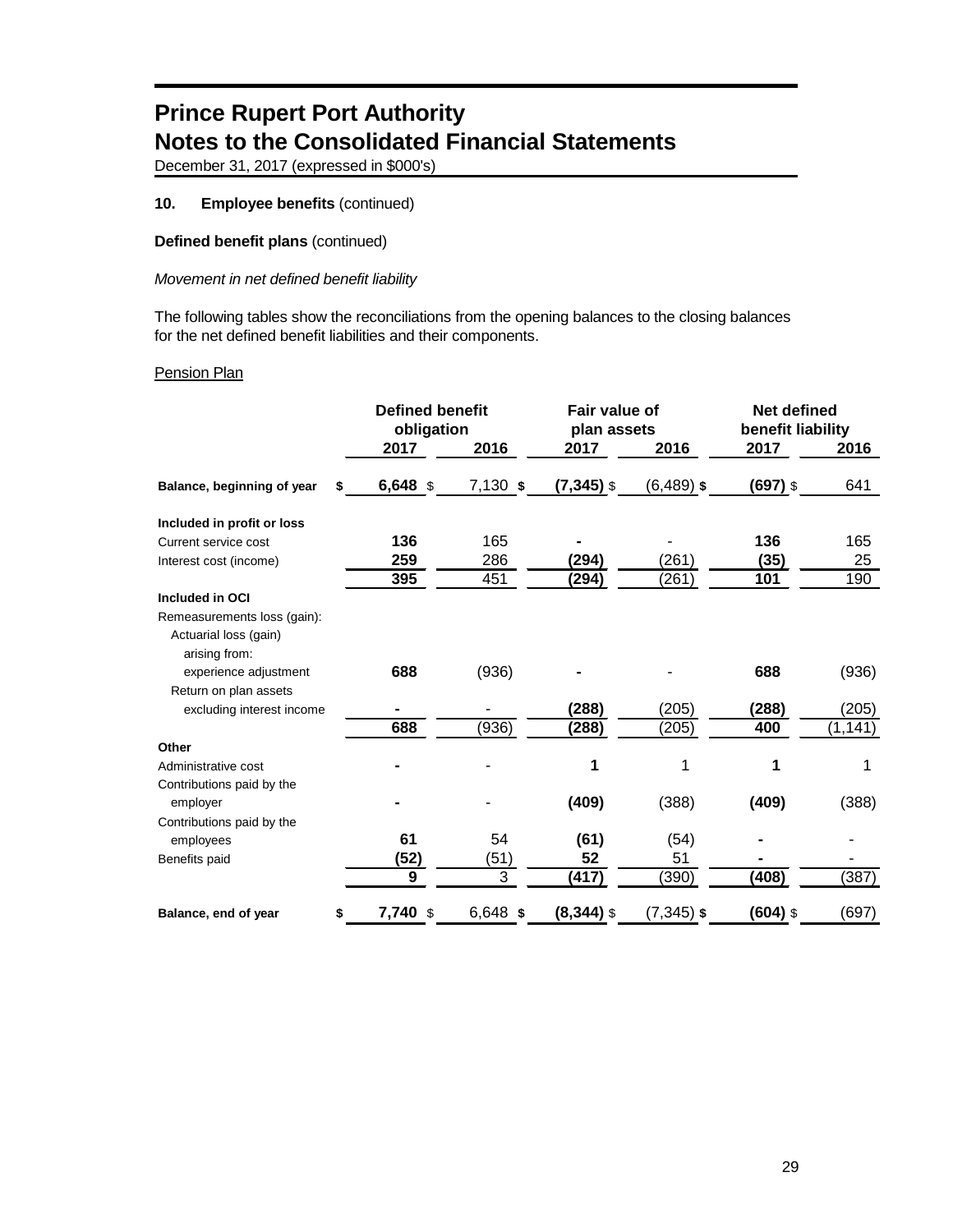# Prince Rupert Port Authority
# Notes to the Consolidated Financial Statements

December 31, 2017 (expressed in $000's)

## 10. Employee benefits (continued)

**Defined benefit plans** (continued)

*Movement in net defined benefit liability*

The following tables show the reconciliations from the opening balances to the closing balances for the net defined benefit liabilities and their components.

Pension Plan

| | Defined benefit obligation | | Fair value of plan assets | | Net defined benefit liability | |
|---|---|---|---|---|---|---|
| | **2017** | **2016** | **2017** | **2016** | **2017** | **2016** |
| **Balance, beginning of year** | **$ 6,648** | $ 7,130 | **$ (7,345)** | $ (6,489) | **$ (697)** | $ 641 |
| **Included in profit or loss** | | | | | | |
| Current service cost | **136** | 165 | **-** | - | **136** | 165 |
| Interest cost (income) | **259** | 286 | **(294)** | (261) | **(35)** | 25 |
| | **395** | 451 | **(294)** | (261) | **101** | 190 |
| **Included in OCI** | | | | | | |
| Remeasurements loss (gain): | | | | | | |
| Actuarial loss (gain) arising from: | | | | | | |
| experience adjustment | **688** | (936) | **-** | - | **688** | (936) |
| Return on plan assets excluding interest income | **-** | - | **(288)** | (205) | **(288)** | (205) |
| | **688** | (936) | **(288)** | (205) | **400** | (1,141) |
| **Other** | | | | | | |
| Administrative cost | **-** | - | **1** | 1 | **1** | 1 |
| Contributions paid by the employer | **-** | - | **(409)** | (388) | **(409)** | (388) |
| Contributions paid by the employees | **61** | 54 | **(61)** | (54) | **-** | - |
| Benefits paid | **(52)** | (51) | **52** | 51 | **-** | - |
| | **9** | 3 | **(417)** | (390) | **(408)** | (387) |
| **Balance, end of year** | **$ 7,740** | $ 6,648 | **$ (8,344)** | $ (7,345) | **$ (604)** | $ (697) |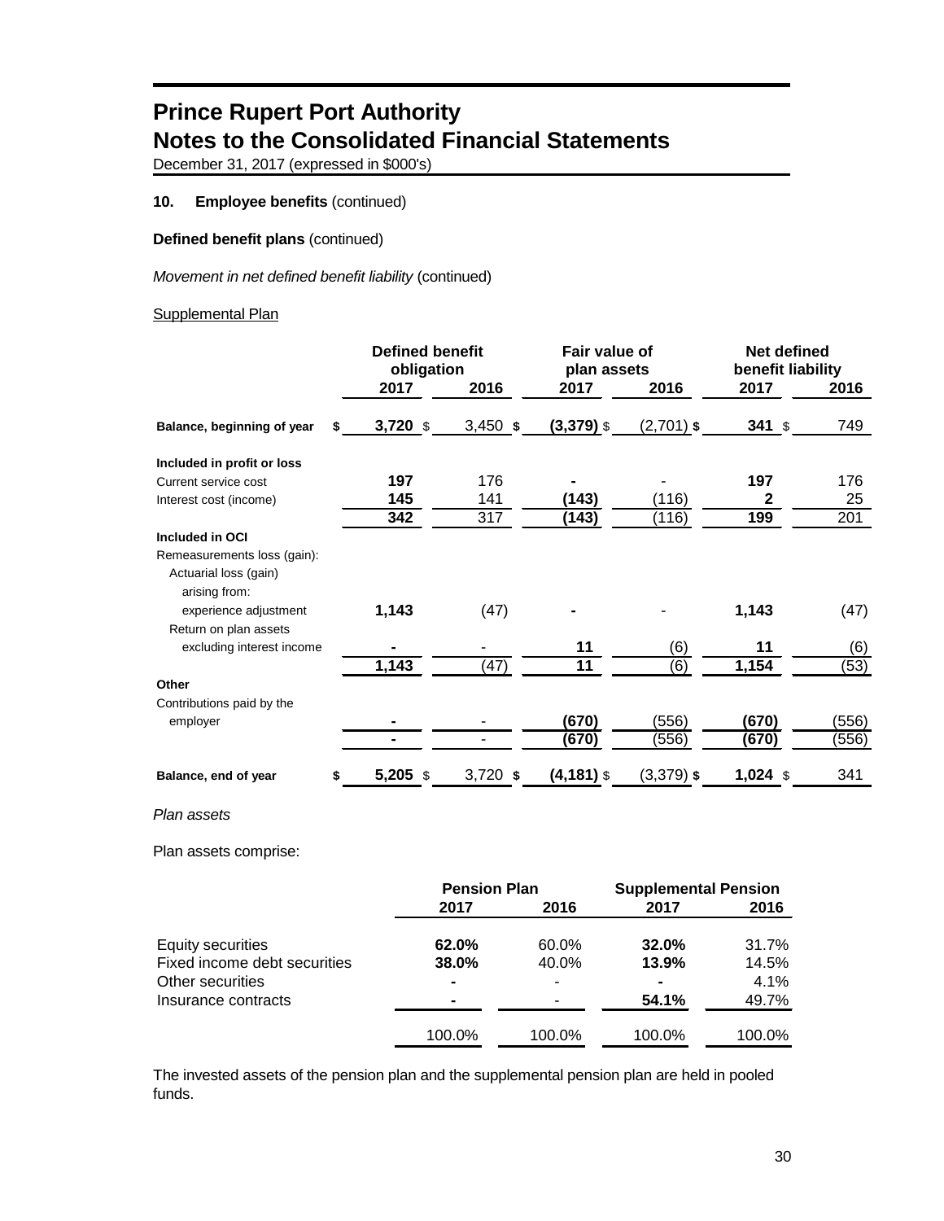# Prince Rupert Port Authority
# Notes to the Consolidated Financial Statements
December 31, 2017 (expressed in $000's)

### 10. Employee benefits (continued)

**Defined benefit plans** (continued)

*Movement in net defined benefit liability* (continued)

Supplemental Plan

| | Defined benefit obligation | | Fair value of plan assets | | Net defined benefit liability | |
|---|---|---|---|---|---|---|
| | **2017** | **2016** | **2017** | **2016** | **2017** | **2016** |
| **Balance, beginning of year** | **$ 3,720** | $ 3,450 | **$ (3,379)** | $ (2,701) | **$ 341** | $ 749 |
| **Included in profit or loss** | | | | | | |
| Current service cost | **197** | 176 | **-** | - | **197** | 176 |
| Interest cost (income) | **145** | 141 | **(143)** | (116) | **2** | 25 |
| | **342** | 317 | **(143)** | (116) | **199** | 201 |
| **Included in OCI** | | | | | | |
| Remeasurements loss (gain): | | | | | | |
| Actuarial loss (gain) arising from: | | | | | | |
| experience adjustment | **1,143** | (47) | **-** | - | **1,143** | (47) |
| Return on plan assets excluding interest income | **-** | - | **11** | (6) | **11** | (6) |
| | **1,143** | (47) | **11** | (6) | **1,154** | (53) |
| **Other** | | | | | | |
| Contributions paid by the employer | **-** | - | **(670)** | (556) | **(670)** | (556) |
| | **-** | - | **(670)** | (556) | **(670)** | (556) |
| **Balance, end of year** | **$ 5,205** | $ 3,720 | **$ (4,181)** | $ (3,379) | **$ 1,024** | $ 341 |

*Plan assets*

Plan assets comprise:

| | Pension Plan | | Supplemental Pension | |
|---|---|---|---|---|
| | **2017** | **2016** | **2017** | **2016** |
| Equity securities | **62.0%** | 60.0% | **32.0%** | 31.7% |
| Fixed income debt securities | **38.0%** | 40.0% | **13.9%** | 14.5% |
| Other securities | **-** | - | **-** | 4.1% |
| Insurance contracts | **-** | - | **54.1%** | 49.7% |
| | 100.0% | 100.0% | 100.0% | 100.0% |

The invested assets of the pension plan and the supplemental pension plan are held in pooled funds.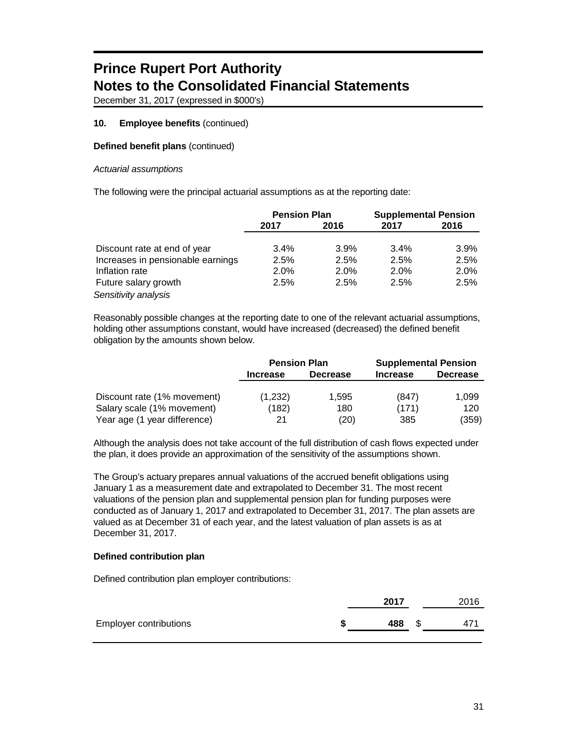# Prince Rupert Port Authority
# Notes to the Consolidated Financial Statements

December 31, 2017 (expressed in $000's)

## 10. Employee benefits (continued)

### Defined benefit plans (continued)

*Actuarial assumptions*

The following were the principal actuarial assumptions as at the reporting date:

| | Pension Plan | | Supplemental Pension | |
|---|---|---|---|---|
| | 2017 | 2016 | 2017 | 2016 |
| Discount rate at end of year | 3.4% | 3.9% | 3.4% | 3.9% |
| Increases in pensionable earnings | 2.5% | 2.5% | 2.5% | 2.5% |
| Inflation rate | 2.0% | 2.0% | 2.0% | 2.0% |
| Future salary growth | 2.5% | 2.5% | 2.5% | 2.5% |

*Sensitivity analysis*

Reasonably possible changes at the reporting date to one of the relevant actuarial assumptions, holding other assumptions constant, would have increased (decreased) the defined benefit obligation by the amounts shown below.

| | Pension Plan | | Supplemental Pension | |
|---|---|---|---|---|
| | Increase | Decrease | Increase | Decrease |
| Discount rate (1% movement) | (1,232) | 1,595 | (847) | 1,099 |
| Salary scale (1% movement) | (182) | 180 | (171) | 120 |
| Year age (1 year difference) | 21 | (20) | 385 | (359) |

Although the analysis does not take account of the full distribution of cash flows expected under the plan, it does provide an approximation of the sensitivity of the assumptions shown.

The Group's actuary prepares annual valuations of the accrued benefit obligations using January 1 as a measurement date and extrapolated to December 31. The most recent valuations of the pension plan and supplemental pension plan for funding purposes were conducted as of January 1, 2017 and extrapolated to December 31, 2017. The plan assets are valued as at December 31 of each year, and the latest valuation of plan assets is as at December 31, 2017.

### Defined contribution plan

Defined contribution plan employer contributions:

| | 2017 | 2016 |
|---|---|---|
| Employer contributions | $ 488 | $ 471 |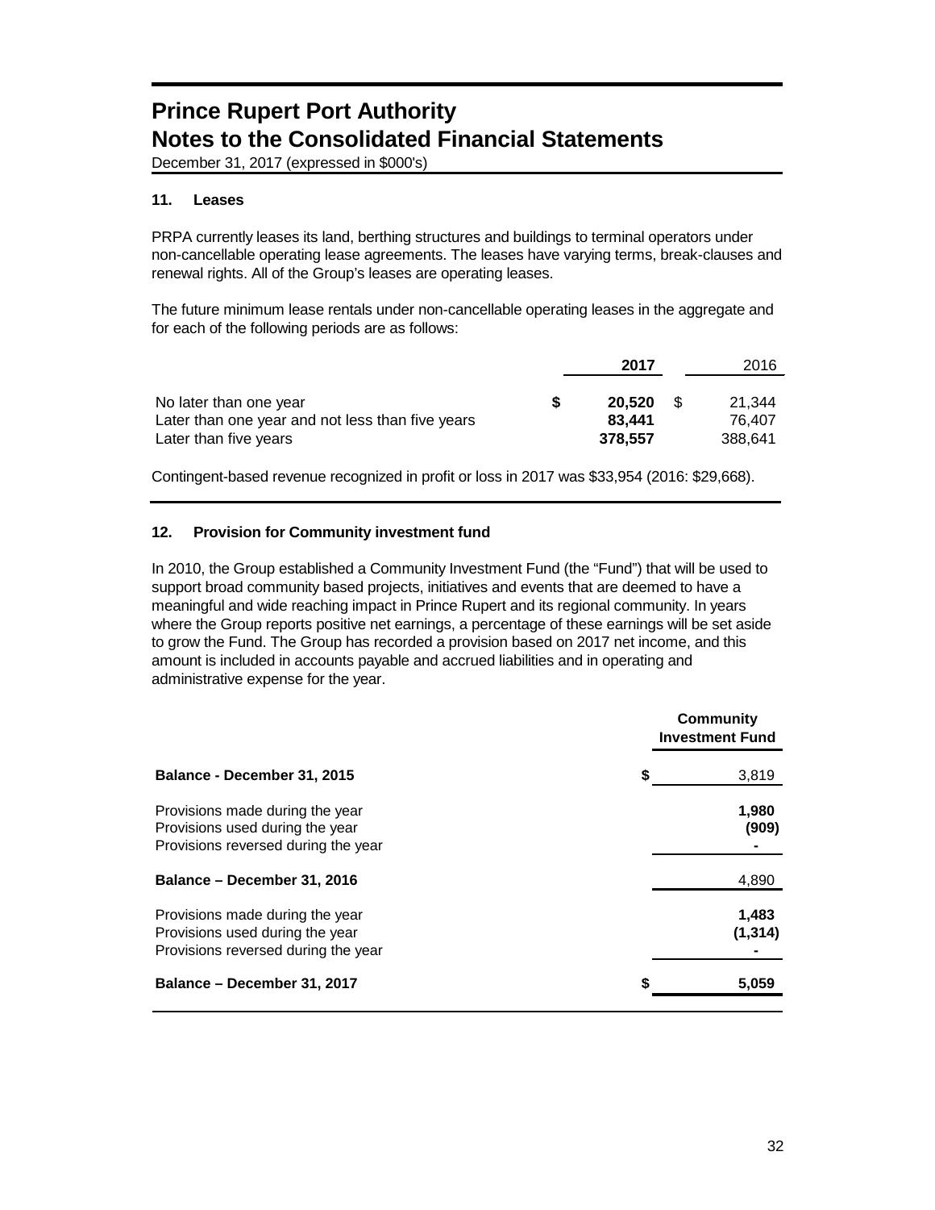# Prince Rupert Port Authority
# Notes to the Consolidated Financial Statements

December 31, 2017 (expressed in $000's)

## 11. Leases

PRPA currently leases its land, berthing structures and buildings to terminal operators under non-cancellable operating lease agreements. The leases have varying terms, break-clauses and renewal rights. All of the Group's leases are operating leases.

The future minimum lease rentals under non-cancellable operating leases in the aggregate and for each of the following periods are as follows:

| | **2017** | 2016 |
|---|---|---|
| No later than one year | **$ 20,520** | $ 21,344 |
| Later than one year and not less than five years | **83,441** | 76,407 |
| Later than five years | **378,557** | 388,641 |

Contingent-based revenue recognized in profit or loss in 2017 was $33,954 (2016: $29,668).

## 12. Provision for Community investment fund

In 2010, the Group established a Community Investment Fund (the "Fund") that will be used to support broad community based projects, initiatives and events that are deemed to have a meaningful and wide reaching impact in Prince Rupert and its regional community. In years where the Group reports positive net earnings, a percentage of these earnings will be set aside to grow the Fund. The Group has recorded a provision based on 2017 net income, and this amount is included in accounts payable and accrued liabilities and in operating and administrative expense for the year.

| | **Community Investment Fund** |
|---|---|
| **Balance - December 31, 2015** | $ 3,819 |
| Provisions made during the year | **1,980** |
| Provisions used during the year | **(909)** |
| Provisions reversed during the year | **-** |
| **Balance – December 31, 2016** | 4,890 |
| Provisions made during the year | **1,483** |
| Provisions used during the year | **(1,314)** |
| Provisions reversed during the year | **-** |
| **Balance – December 31, 2017** | **$ 5,059** |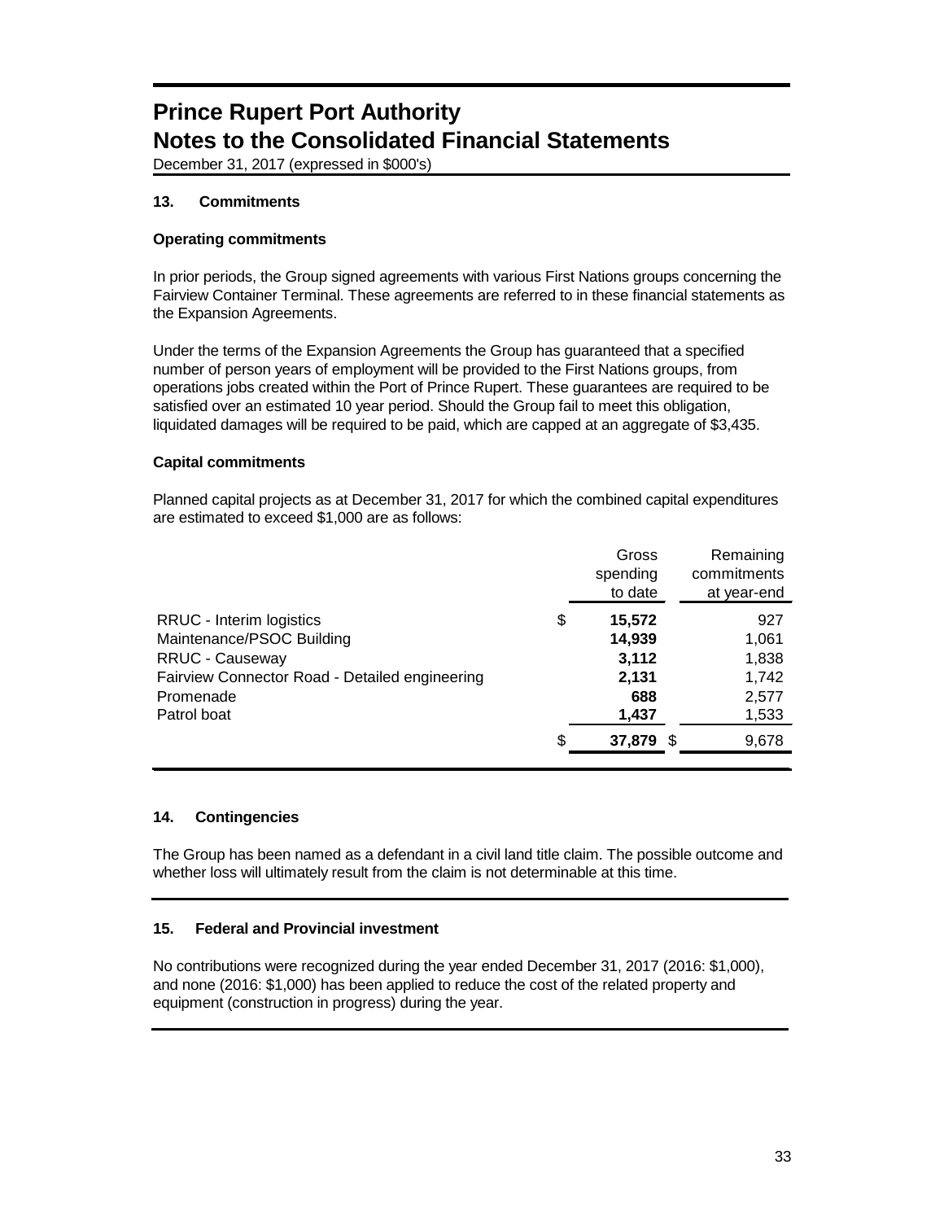# Prince Rupert Port Authority
# Notes to the Consolidated Financial Statements

December 31, 2017 (expressed in $000's)

### 13. Commitments

#### Operating commitments

In prior periods, the Group signed agreements with various First Nations groups concerning the Fairview Container Terminal. These agreements are referred to in these financial statements as the Expansion Agreements.

Under the terms of the Expansion Agreements the Group has guaranteed that a specified number of person years of employment will be provided to the First Nations groups, from operations jobs created within the Port of Prince Rupert. These guarantees are required to be satisfied over an estimated 10 year period. Should the Group fail to meet this obligation, liquidated damages will be required to be paid, which are capped at an aggregate of $3,435.

#### Capital commitments

Planned capital projects as at December 31, 2017 for which the combined capital expenditures are estimated to exceed $1,000 are as follows:

| | Gross spending to date | Remaining commitments at year-end |
|---|---|---|
| RRUC - Interim logistics | $ **15,572** | 927 |
| Maintenance/PSOC Building | **14,939** | 1,061 |
| RRUC - Causeway | **3,112** | 1,838 |
| Fairview Connector Road - Detailed engineering | **2,131** | 1,742 |
| Promenade | **688** | 2,577 |
| Patrol boat | **1,437** | 1,533 |
| | $ **37,879** | $ 9,678 |

### 14. Contingencies

The Group has been named as a defendant in a civil land title claim. The possible outcome and whether loss will ultimately result from the claim is not determinable at this time.

### 15. Federal and Provincial investment

No contributions were recognized during the year ended December 31, 2017 (2016: $1,000), and none (2016: $1,000) has been applied to reduce the cost of the related property and equipment (construction in progress) during the year.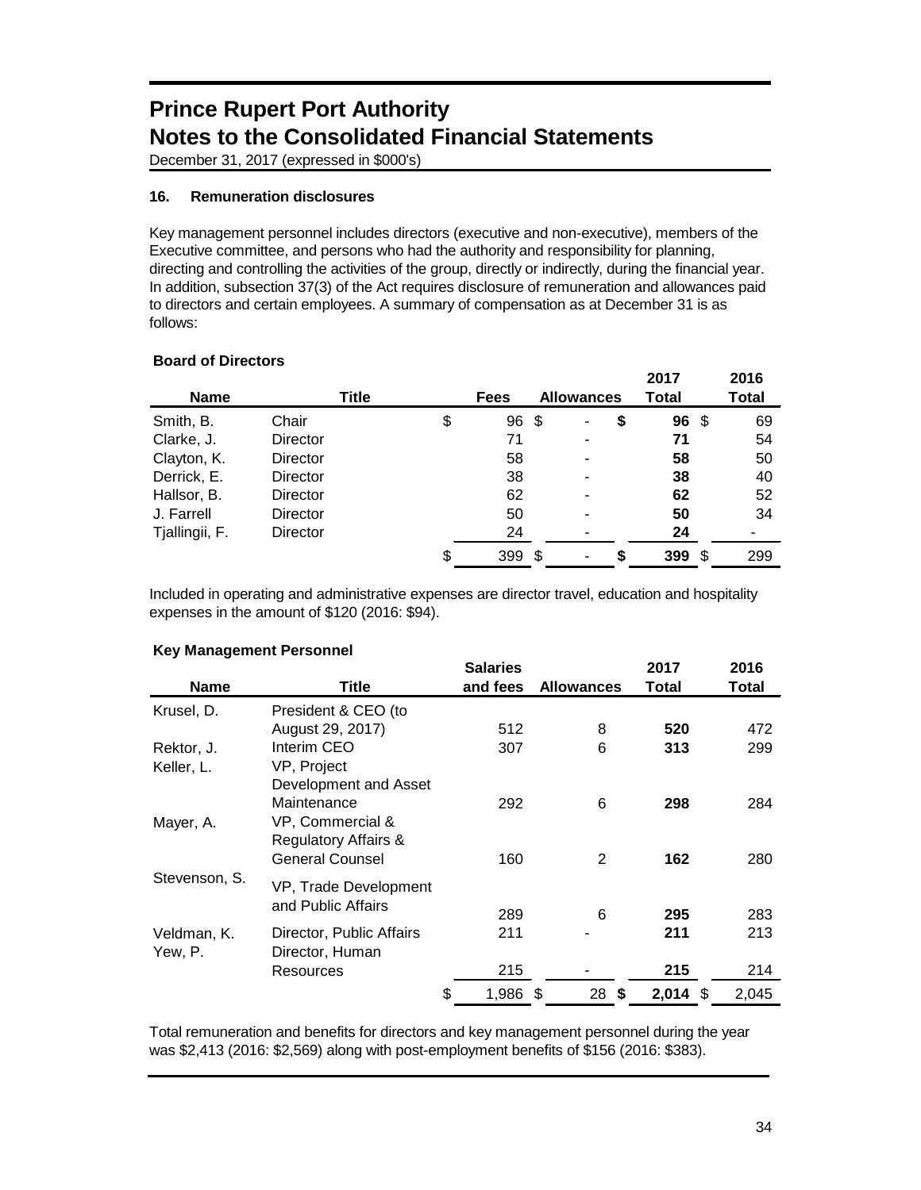# Prince Rupert Port Authority
# Notes to the Consolidated Financial Statements

December 31, 2017 (expressed in $000's)

### 16. Remuneration disclosures

Key management personnel includes directors (executive and non-executive), members of the Executive committee, and persons who had the authority and responsibility for planning, directing and controlling the activities of the group, directly or indirectly, during the financial year. In addition, subsection 37(3) of the Act requires disclosure of remuneration and allowances paid to directors and certain employees. A summary of compensation as at December 31 is as follows:

**Board of Directors**

| Name | Title | Fees | Allowances | 2017 Total | 2016 Total |
|---|---|---|---|---|---|
| Smith, B. | Chair | $ 96 | $ - | **$ 96** | $ 69 |
| Clarke, J. | Director | 71 | - | **71** | 54 |
| Clayton, K. | Director | 58 | - | **58** | 50 |
| Derrick, E. | Director | 38 | - | **38** | 40 |
| Hallsor, B. | Director | 62 | - | **62** | 52 |
| J. Farrell | Director | 50 | - | **50** | 34 |
| Tjallingii, F. | Director | 24 | - | **24** | - |
| | | $ 399 | $ - | **$ 399** | $ 299 |

Included in operating and administrative expenses are director travel, education and hospitality expenses in the amount of $120 (2016: $94).

**Key Management Personnel**

| Name | Title | Salaries and fees | Allowances | 2017 Total | 2016 Total |
|---|---|---|---|---|---|
| Krusel, D. | President & CEO (to August 29, 2017) | 512 | 8 | **520** | 472 |
| Rektor, J. | Interim CEO | 307 | 6 | **313** | 299 |
| Keller, L. | VP, Project Development and Asset Maintenance | 292 | 6 | **298** | 284 |
| Mayer, A. | VP, Commercial & Regulatory Affairs & General Counsel | 160 | 2 | **162** | 280 |
| Stevenson, S. | VP, Trade Development and Public Affairs | 289 | 6 | **295** | 283 |
| Veldman, K. | Director, Public Affairs | 211 | - | **211** | 213 |
| Yew, P. | Director, Human Resources | 215 | - | **215** | 214 |
| | | $ 1,986 | $ 28 | **$ 2,014** | $ 2,045 |

Total remuneration and benefits for directors and key management personnel during the year was $2,413 (2016: $2,569) along with post-employment benefits of $156 (2016: $383).